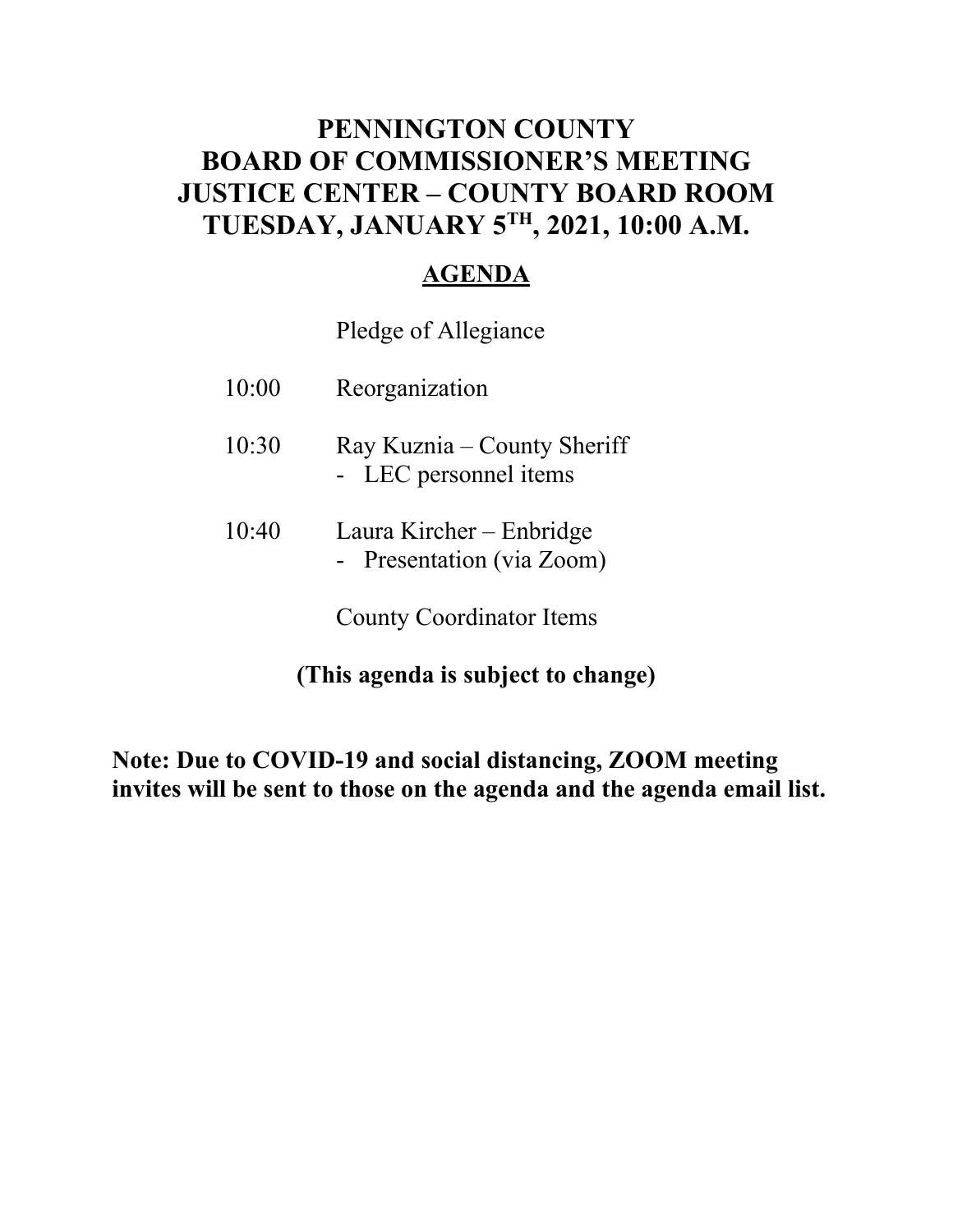# PENNINGTON COUNTY
# BOARD OF COMMISSIONER'S MEETING
# JUSTICE CENTER – COUNTY BOARD ROOM
# TUESDAY, JANUARY 5TH, 2021, 10:00 A.M.

## AGENDA

Pledge of Allegiance

10:00 Reorganization

10:30 Ray Kuznia – County Sheriff
- LEC personnel items

10:40 Laura Kircher – Enbridge
- Presentation (via Zoom)

County Coordinator Items

**(This agenda is subject to change)**

**Note: Due to COVID-19 and social distancing, ZOOM meeting invites will be sent to those on the agenda and the agenda email list.**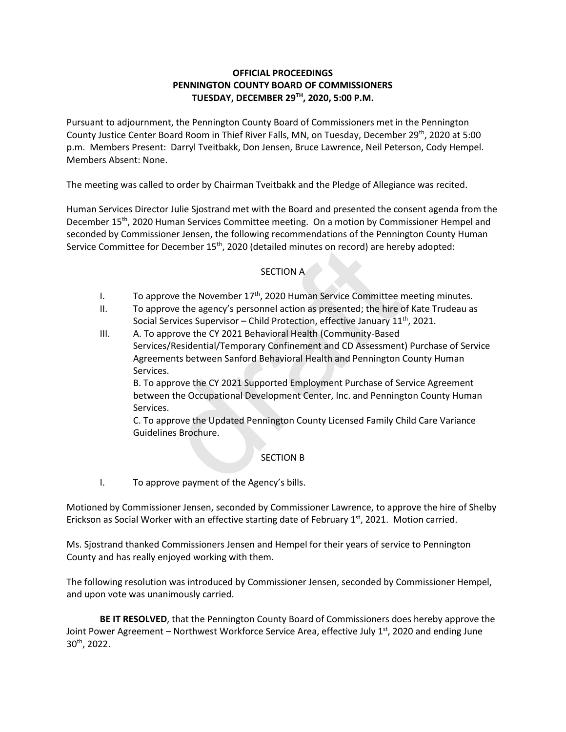**OFFICIAL PROCEEDINGS**
**PENNINGTON COUNTY BOARD OF COMMISSIONERS**
**TUESDAY, DECEMBER 29TH, 2020, 5:00 P.M.**

Pursuant to adjournment, the Pennington County Board of Commissioners met in the Pennington County Justice Center Board Room in Thief River Falls, MN, on Tuesday, December 29th, 2020 at 5:00 p.m. Members Present: Darryl Tveitbakk, Don Jensen, Bruce Lawrence, Neil Peterson, Cody Hempel. Members Absent: None.

The meeting was called to order by Chairman Tveitbakk and the Pledge of Allegiance was recited.

Human Services Director Julie Sjostrand met with the Board and presented the consent agenda from the December 15th, 2020 Human Services Committee meeting. On a motion by Commissioner Hempel and seconded by Commissioner Jensen, the following recommendations of the Pennington County Human Service Committee for December 15th, 2020 (detailed minutes on record) are hereby adopted:

SECTION A

I. To approve the November 17th, 2020 Human Service Committee meeting minutes.

II. To approve the agency's personnel action as presented; the hire of Kate Trudeau as Social Services Supervisor – Child Protection, effective January 11th, 2021.

III. A. To approve the CY 2021 Behavioral Health (Community-Based Services/Residential/Temporary Confinement and CD Assessment) Purchase of Service Agreements between Sanford Behavioral Health and Pennington County Human Services.

B. To approve the CY 2021 Supported Employment Purchase of Service Agreement between the Occupational Development Center, Inc. and Pennington County Human Services.

C. To approve the Updated Pennington County Licensed Family Child Care Variance Guidelines Brochure.

SECTION B

I. To approve payment of the Agency's bills.

Motioned by Commissioner Jensen, seconded by Commissioner Lawrence, to approve the hire of Shelby Erickson as Social Worker with an effective starting date of February 1st, 2021. Motion carried.

Ms. Sjostrand thanked Commissioners Jensen and Hempel for their years of service to Pennington County and has really enjoyed working with them.

The following resolution was introduced by Commissioner Jensen, seconded by Commissioner Hempel, and upon vote was unanimously carried.

**BE IT RESOLVED**, that the Pennington County Board of Commissioners does hereby approve the Joint Power Agreement – Northwest Workforce Service Area, effective July 1st, 2020 and ending June 30th, 2022.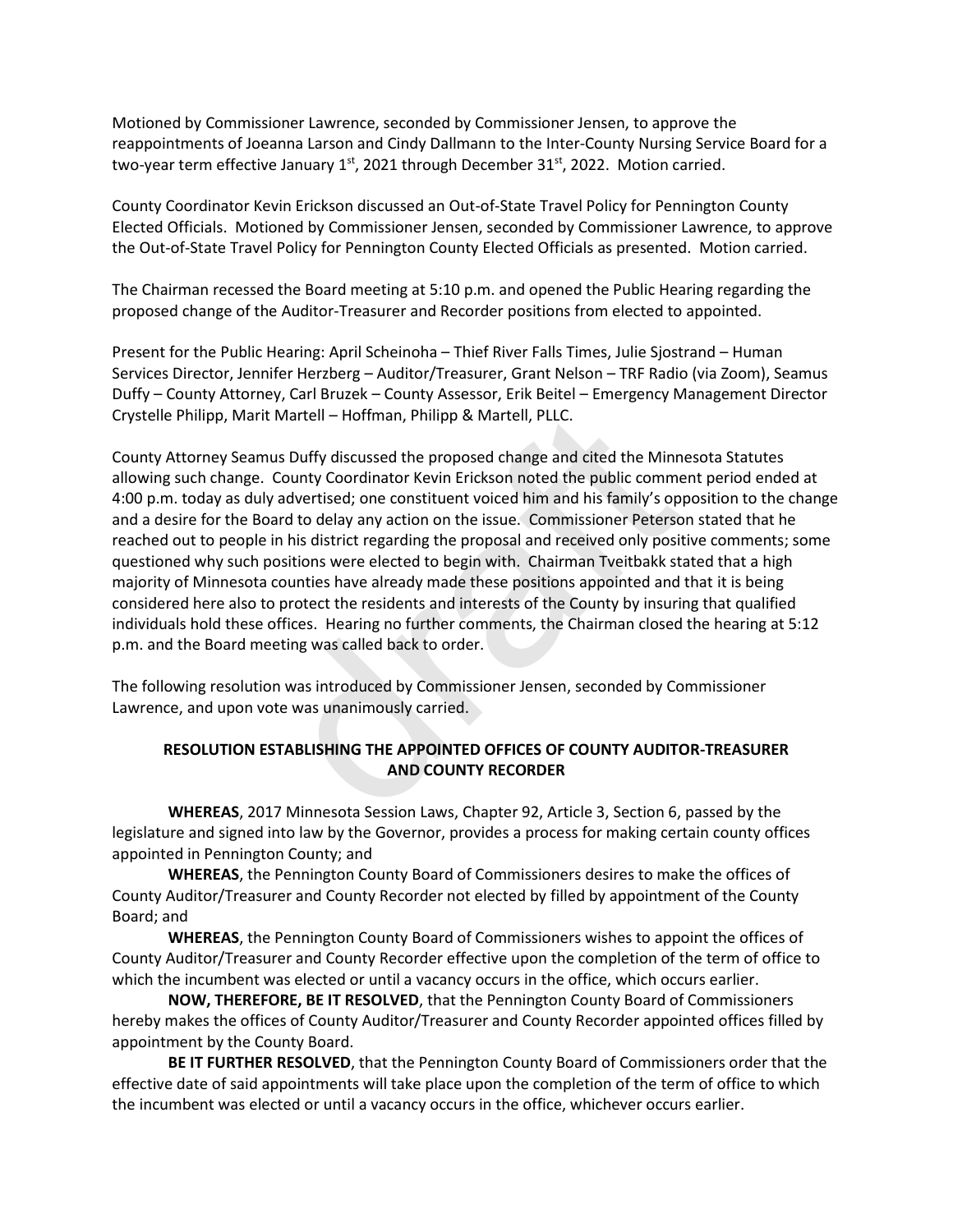Motioned by Commissioner Lawrence, seconded by Commissioner Jensen, to approve the reappointments of Joeanna Larson and Cindy Dallmann to the Inter-County Nursing Service Board for a two-year term effective January 1st, 2021 through December 31st, 2022. Motion carried.

County Coordinator Kevin Erickson discussed an Out-of-State Travel Policy for Pennington County Elected Officials. Motioned by Commissioner Jensen, seconded by Commissioner Lawrence, to approve the Out-of-State Travel Policy for Pennington County Elected Officials as presented. Motion carried.

The Chairman recessed the Board meeting at 5:10 p.m. and opened the Public Hearing regarding the proposed change of the Auditor-Treasurer and Recorder positions from elected to appointed.

Present for the Public Hearing: April Scheinoha – Thief River Falls Times, Julie Sjostrand – Human Services Director, Jennifer Herzberg – Auditor/Treasurer, Grant Nelson – TRF Radio (via Zoom), Seamus Duffy – County Attorney, Carl Bruzek – County Assessor, Erik Beitel – Emergency Management Director Crystelle Philipp, Marit Martell – Hoffman, Philipp & Martell, PLLC.

County Attorney Seamus Duffy discussed the proposed change and cited the Minnesota Statutes allowing such change. County Coordinator Kevin Erickson noted the public comment period ended at 4:00 p.m. today as duly advertised; one constituent voiced him and his family's opposition to the change and a desire for the Board to delay any action on the issue. Commissioner Peterson stated that he reached out to people in his district regarding the proposal and received only positive comments; some questioned why such positions were elected to begin with. Chairman Tveitbakk stated that a high majority of Minnesota counties have already made these positions appointed and that it is being considered here also to protect the residents and interests of the County by insuring that qualified individuals hold these offices. Hearing no further comments, the Chairman closed the hearing at 5:12 p.m. and the Board meeting was called back to order.

The following resolution was introduced by Commissioner Jensen, seconded by Commissioner Lawrence, and upon vote was unanimously carried.

**RESOLUTION ESTABLISHING THE APPOINTED OFFICES OF COUNTY AUDITOR-TREASURER AND COUNTY RECORDER**

**WHEREAS**, 2017 Minnesota Session Laws, Chapter 92, Article 3, Section 6, passed by the legislature and signed into law by the Governor, provides a process for making certain county offices appointed in Pennington County; and

**WHEREAS**, the Pennington County Board of Commissioners desires to make the offices of County Auditor/Treasurer and County Recorder not elected by filled by appointment of the County Board; and

**WHEREAS**, the Pennington County Board of Commissioners wishes to appoint the offices of County Auditor/Treasurer and County Recorder effective upon the completion of the term of office to which the incumbent was elected or until a vacancy occurs in the office, which occurs earlier.

**NOW, THEREFORE, BE IT RESOLVED**, that the Pennington County Board of Commissioners hereby makes the offices of County Auditor/Treasurer and County Recorder appointed offices filled by appointment by the County Board.

**BE IT FURTHER RESOLVED**, that the Pennington County Board of Commissioners order that the effective date of said appointments will take place upon the completion of the term of office to which the incumbent was elected or until a vacancy occurs in the office, whichever occurs earlier.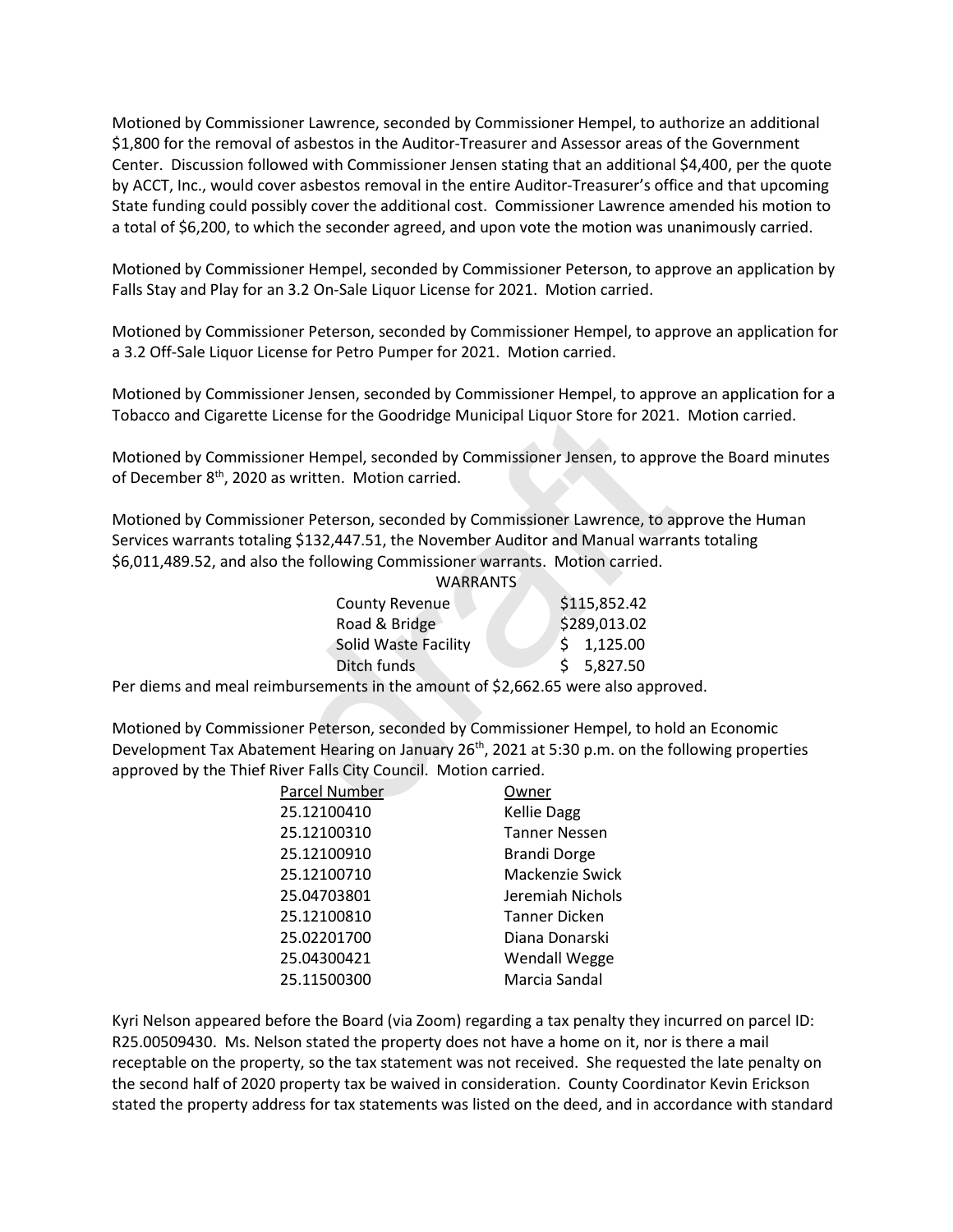Motioned by Commissioner Lawrence, seconded by Commissioner Hempel, to authorize an additional $1,800 for the removal of asbestos in the Auditor-Treasurer and Assessor areas of the Government Center. Discussion followed with Commissioner Jensen stating that an additional $4,400, per the quote by ACCT, Inc., would cover asbestos removal in the entire Auditor-Treasurer's office and that upcoming State funding could possibly cover the additional cost. Commissioner Lawrence amended his motion to a total of $6,200, to which the seconder agreed, and upon vote the motion was unanimously carried.

Motioned by Commissioner Hempel, seconded by Commissioner Peterson, to approve an application by Falls Stay and Play for an 3.2 On-Sale Liquor License for 2021. Motion carried.

Motioned by Commissioner Peterson, seconded by Commissioner Hempel, to approve an application for a 3.2 Off-Sale Liquor License for Petro Pumper for 2021. Motion carried.

Motioned by Commissioner Jensen, seconded by Commissioner Hempel, to approve an application for a Tobacco and Cigarette License for the Goodridge Municipal Liquor Store for 2021. Motion carried.

Motioned by Commissioner Hempel, seconded by Commissioner Jensen, to approve the Board minutes of December 8th, 2020 as written. Motion carried.

Motioned by Commissioner Peterson, seconded by Commissioner Lawrence, to approve the Human Services warrants totaling $132,447.51, the November Auditor and Manual warrants totaling $6,011,489.52, and also the following Commissioner warrants. Motion carried.

| WARRANTS | |
|---|---|
| County Revenue | $115,852.42 |
| Road & Bridge | $289,013.02 |
| Solid Waste Facility | $ 1,125.00 |
| Ditch funds | $ 5,827.50 |

Per diems and meal reimbursements in the amount of $2,662.65 were also approved.

Motioned by Commissioner Peterson, seconded by Commissioner Hempel, to hold an Economic Development Tax Abatement Hearing on January 26th, 2021 at 5:30 p.m. on the following properties approved by the Thief River Falls City Council. Motion carried.

| Parcel Number | Owner |
|---|---|
| 25.12100410 | Kellie Dagg |
| 25.12100310 | Tanner Nessen |
| 25.12100910 | Brandi Dorge |
| 25.12100710 | Mackenzie Swick |
| 25.04703801 | Jeremiah Nichols |
| 25.12100810 | Tanner Dicken |
| 25.02201700 | Diana Donarski |
| 25.04300421 | Wendall Wegge |
| 25.11500300 | Marcia Sandal |

Kyri Nelson appeared before the Board (via Zoom) regarding a tax penalty they incurred on parcel ID: R25.00509430. Ms. Nelson stated the property does not have a home on it, nor is there a mail receptable on the property, so the tax statement was not received. She requested the late penalty on the second half of 2020 property tax be waived in consideration. County Coordinator Kevin Erickson stated the property address for tax statements was listed on the deed, and in accordance with standard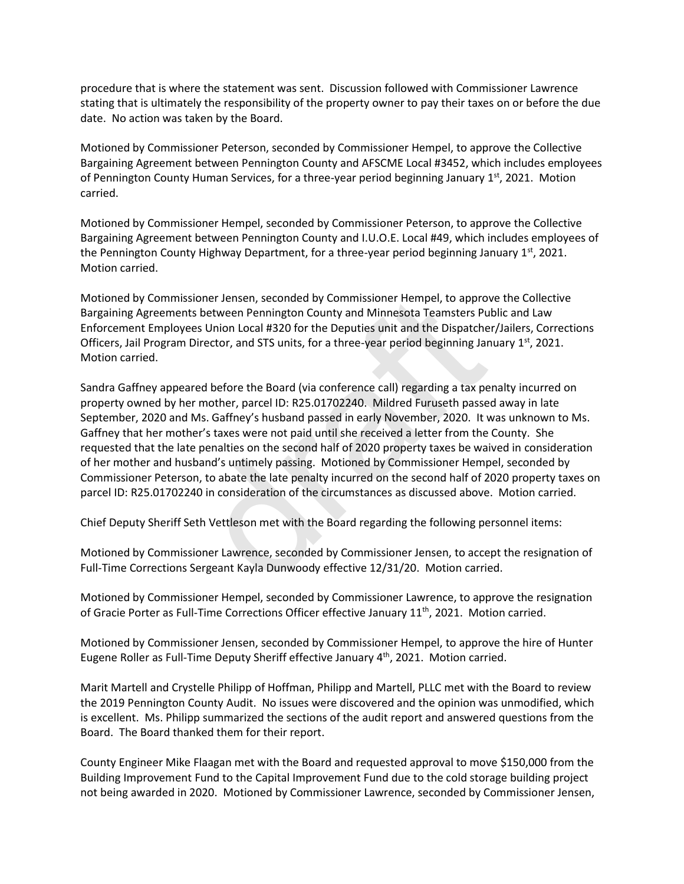procedure that is where the statement was sent. Discussion followed with Commissioner Lawrence stating that is ultimately the responsibility of the property owner to pay their taxes on or before the due date. No action was taken by the Board.

Motioned by Commissioner Peterson, seconded by Commissioner Hempel, to approve the Collective Bargaining Agreement between Pennington County and AFSCME Local #3452, which includes employees of Pennington County Human Services, for a three-year period beginning January 1st, 2021. Motion carried.

Motioned by Commissioner Hempel, seconded by Commissioner Peterson, to approve the Collective Bargaining Agreement between Pennington County and I.U.O.E. Local #49, which includes employees of the Pennington County Highway Department, for a three-year period beginning January 1st, 2021. Motion carried.

Motioned by Commissioner Jensen, seconded by Commissioner Hempel, to approve the Collective Bargaining Agreements between Pennington County and Minnesota Teamsters Public and Law Enforcement Employees Union Local #320 for the Deputies unit and the Dispatcher/Jailers, Corrections Officers, Jail Program Director, and STS units, for a three-year period beginning January 1st, 2021. Motion carried.

Sandra Gaffney appeared before the Board (via conference call) regarding a tax penalty incurred on property owned by her mother, parcel ID: R25.01702240. Mildred Furuseth passed away in late September, 2020 and Ms. Gaffney's husband passed in early November, 2020. It was unknown to Ms. Gaffney that her mother's taxes were not paid until she received a letter from the County. She requested that the late penalties on the second half of 2020 property taxes be waived in consideration of her mother and husband's untimely passing. Motioned by Commissioner Hempel, seconded by Commissioner Peterson, to abate the late penalty incurred on the second half of 2020 property taxes on parcel ID: R25.01702240 in consideration of the circumstances as discussed above. Motion carried.

Chief Deputy Sheriff Seth Vettleson met with the Board regarding the following personnel items:

Motioned by Commissioner Lawrence, seconded by Commissioner Jensen, to accept the resignation of Full-Time Corrections Sergeant Kayla Dunwoody effective 12/31/20. Motion carried.

Motioned by Commissioner Hempel, seconded by Commissioner Lawrence, to approve the resignation of Gracie Porter as Full-Time Corrections Officer effective January 11th, 2021. Motion carried.

Motioned by Commissioner Jensen, seconded by Commissioner Hempel, to approve the hire of Hunter Eugene Roller as Full-Time Deputy Sheriff effective January 4th, 2021. Motion carried.

Marit Martell and Crystelle Philipp of Hoffman, Philipp and Martell, PLLC met with the Board to review the 2019 Pennington County Audit. No issues were discovered and the opinion was unmodified, which is excellent. Ms. Philipp summarized the sections of the audit report and answered questions from the Board. The Board thanked them for their report.

County Engineer Mike Flaagan met with the Board and requested approval to move $150,000 from the Building Improvement Fund to the Capital Improvement Fund due to the cold storage building project not being awarded in 2020. Motioned by Commissioner Lawrence, seconded by Commissioner Jensen,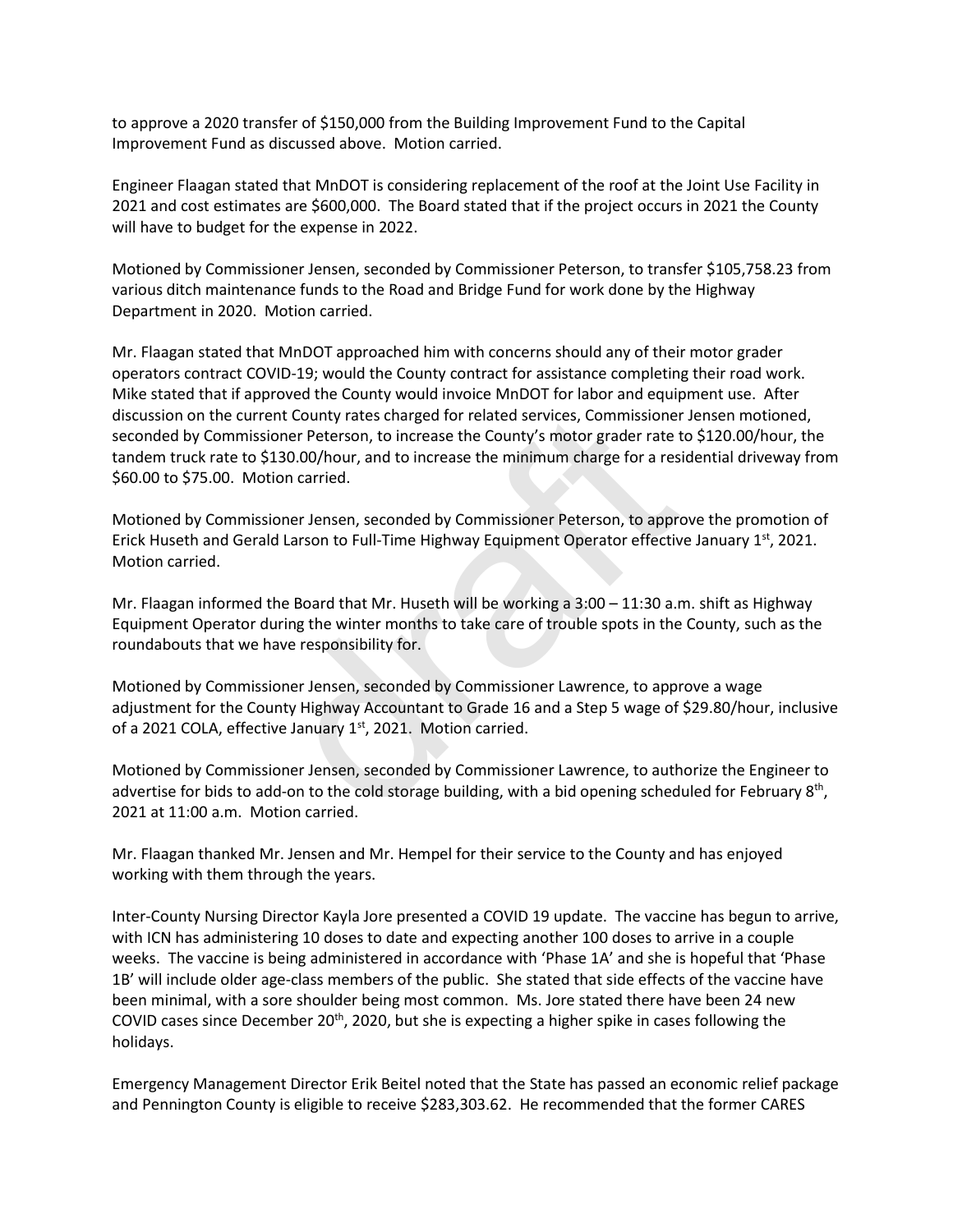to approve a 2020 transfer of $150,000 from the Building Improvement Fund to the Capital Improvement Fund as discussed above. Motion carried.

Engineer Flaagan stated that MnDOT is considering replacement of the roof at the Joint Use Facility in 2021 and cost estimates are $600,000. The Board stated that if the project occurs in 2021 the County will have to budget for the expense in 2022.

Motioned by Commissioner Jensen, seconded by Commissioner Peterson, to transfer $105,758.23 from various ditch maintenance funds to the Road and Bridge Fund for work done by the Highway Department in 2020. Motion carried.

Mr. Flaagan stated that MnDOT approached him with concerns should any of their motor grader operators contract COVID-19; would the County contract for assistance completing their road work. Mike stated that if approved the County would invoice MnDOT for labor and equipment use. After discussion on the current County rates charged for related services, Commissioner Jensen motioned, seconded by Commissioner Peterson, to increase the County's motor grader rate to $120.00/hour, the tandem truck rate to $130.00/hour, and to increase the minimum charge for a residential driveway from $60.00 to $75.00. Motion carried.

Motioned by Commissioner Jensen, seconded by Commissioner Peterson, to approve the promotion of Erick Huseth and Gerald Larson to Full-Time Highway Equipment Operator effective January 1st, 2021. Motion carried.

Mr. Flaagan informed the Board that Mr. Huseth will be working a 3:00 – 11:30 a.m. shift as Highway Equipment Operator during the winter months to take care of trouble spots in the County, such as the roundabouts that we have responsibility for.

Motioned by Commissioner Jensen, seconded by Commissioner Lawrence, to approve a wage adjustment for the County Highway Accountant to Grade 16 and a Step 5 wage of $29.80/hour, inclusive of a 2021 COLA, effective January 1st, 2021. Motion carried.

Motioned by Commissioner Jensen, seconded by Commissioner Lawrence, to authorize the Engineer to advertise for bids to add-on to the cold storage building, with a bid opening scheduled for February 8th, 2021 at 11:00 a.m. Motion carried.

Mr. Flaagan thanked Mr. Jensen and Mr. Hempel for their service to the County and has enjoyed working with them through the years.

Inter-County Nursing Director Kayla Jore presented a COVID 19 update. The vaccine has begun to arrive, with ICN has administering 10 doses to date and expecting another 100 doses to arrive in a couple weeks. The vaccine is being administered in accordance with 'Phase 1A' and she is hopeful that 'Phase 1B' will include older age-class members of the public. She stated that side effects of the vaccine have been minimal, with a sore shoulder being most common. Ms. Jore stated there have been 24 new COVID cases since December 20th, 2020, but she is expecting a higher spike in cases following the holidays.

Emergency Management Director Erik Beitel noted that the State has passed an economic relief package and Pennington County is eligible to receive $283,303.62. He recommended that the former CARES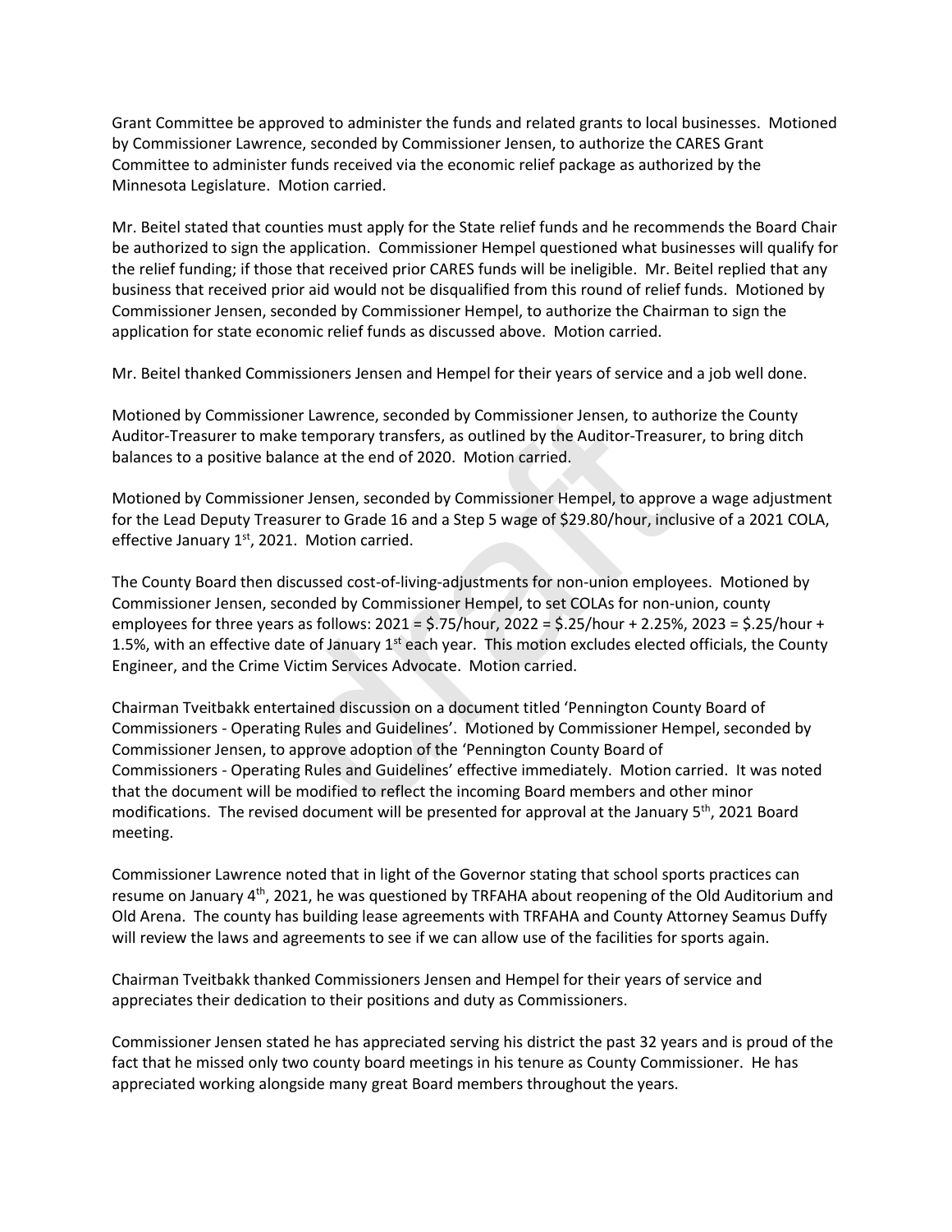Grant Committee be approved to administer the funds and related grants to local businesses. Motioned by Commissioner Lawrence, seconded by Commissioner Jensen, to authorize the CARES Grant Committee to administer funds received via the economic relief package as authorized by the Minnesota Legislature. Motion carried.

Mr. Beitel stated that counties must apply for the State relief funds and he recommends the Board Chair be authorized to sign the application. Commissioner Hempel questioned what businesses will qualify for the relief funding; if those that received prior CARES funds will be ineligible. Mr. Beitel replied that any business that received prior aid would not be disqualified from this round of relief funds. Motioned by Commissioner Jensen, seconded by Commissioner Hempel, to authorize the Chairman to sign the application for state economic relief funds as discussed above. Motion carried.

Mr. Beitel thanked Commissioners Jensen and Hempel for their years of service and a job well done.

Motioned by Commissioner Lawrence, seconded by Commissioner Jensen, to authorize the County Auditor-Treasurer to make temporary transfers, as outlined by the Auditor-Treasurer, to bring ditch balances to a positive balance at the end of 2020. Motion carried.

Motioned by Commissioner Jensen, seconded by Commissioner Hempel, to approve a wage adjustment for the Lead Deputy Treasurer to Grade 16 and a Step 5 wage of $29.80/hour, inclusive of a 2021 COLA, effective January 1st, 2021. Motion carried.

The County Board then discussed cost-of-living-adjustments for non-union employees. Motioned by Commissioner Jensen, seconded by Commissioner Hempel, to set COLAs for non-union, county employees for three years as follows: 2021 = $.75/hour, 2022 = $.25/hour + 2.25%, 2023 = $.25/hour + 1.5%, with an effective date of January 1st each year. This motion excludes elected officials, the County Engineer, and the Crime Victim Services Advocate. Motion carried.

Chairman Tveitbakk entertained discussion on a document titled 'Pennington County Board of Commissioners - Operating Rules and Guidelines'. Motioned by Commissioner Hempel, seconded by Commissioner Jensen, to approve adoption of the 'Pennington County Board of Commissioners - Operating Rules and Guidelines' effective immediately. Motion carried. It was noted that the document will be modified to reflect the incoming Board members and other minor modifications. The revised document will be presented for approval at the January 5th, 2021 Board meeting.

Commissioner Lawrence noted that in light of the Governor stating that school sports practices can resume on January 4th, 2021, he was questioned by TRFAHA about reopening of the Old Auditorium and Old Arena. The county has building lease agreements with TRFAHA and County Attorney Seamus Duffy will review the laws and agreements to see if we can allow use of the facilities for sports again.

Chairman Tveitbakk thanked Commissioners Jensen and Hempel for their years of service and appreciates their dedication to their positions and duty as Commissioners.

Commissioner Jensen stated he has appreciated serving his district the past 32 years and is proud of the fact that he missed only two county board meetings in his tenure as County Commissioner. He has appreciated working alongside many great Board members throughout the years.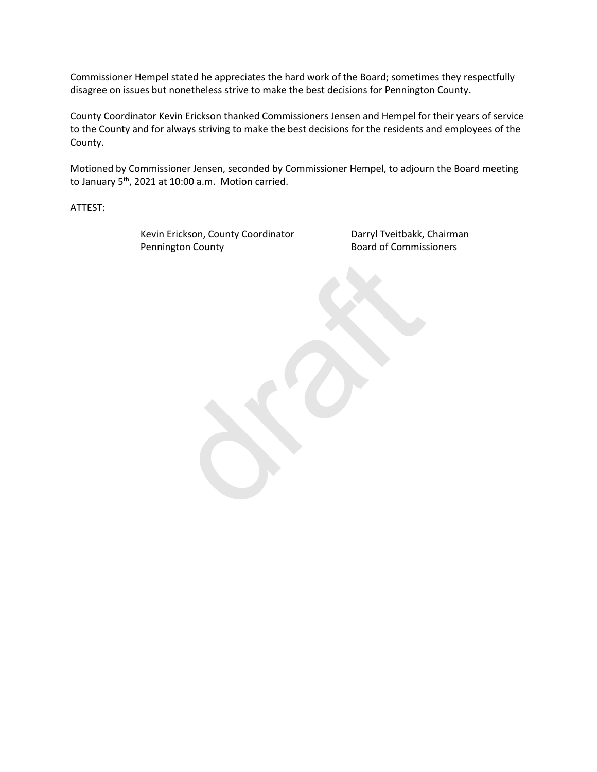Commissioner Hempel stated he appreciates the hard work of the Board; sometimes they respectfully disagree on issues but nonetheless strive to make the best decisions for Pennington County.

County Coordinator Kevin Erickson thanked Commissioners Jensen and Hempel for their years of service to the County and for always striving to make the best decisions for the residents and employees of the County.

Motioned by Commissioner Jensen, seconded by Commissioner Hempel, to adjourn the Board meeting to January 5th, 2021 at 10:00 a.m. Motion carried.

ATTEST:

Kevin Erickson, County Coordinator
Pennington County

Darryl Tveitbakk, Chairman
Board of Commissioners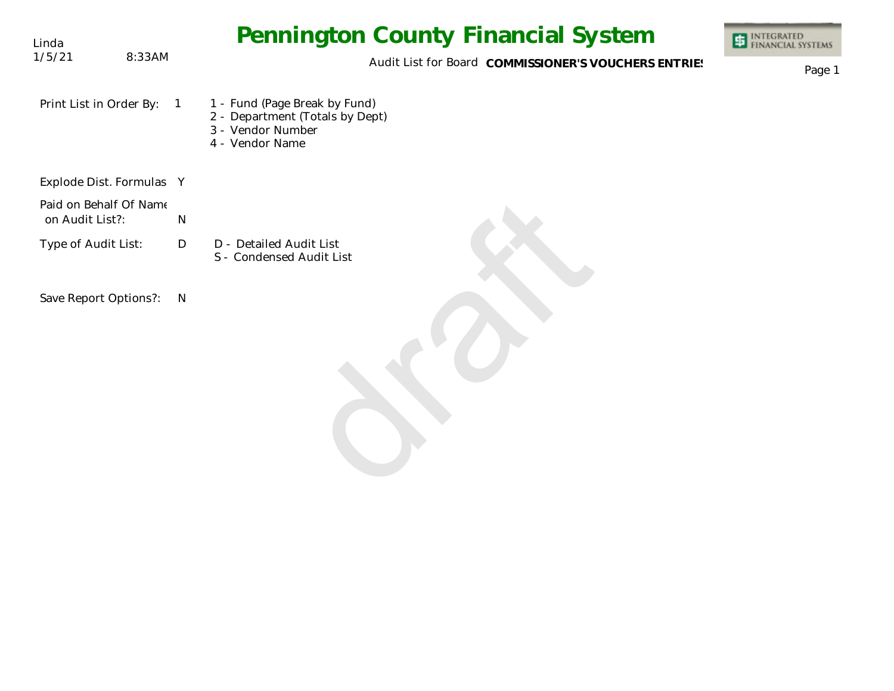Linda
1/5/21 8:33AM

# Pennington County Financial System

Audit List for Board **COMMISSIONER'S VOUCHERS ENTRIES**

| | | |
|---|---|---|
| Print List in Order By: | 1 | 1 - Fund (Page Break by Fund)<br>2 - Department (Totals by Dept)<br>3 - Vendor Number<br>4 - Vendor Name |
| Explode Dist. Formulas | Y | |
| Paid on Behalf Of Name on Audit List?: | N | |
| Type of Audit List: | D | D - Detailed Audit List<br>S - Condensed Audit List |
| Save Report Options?: | N | |

draft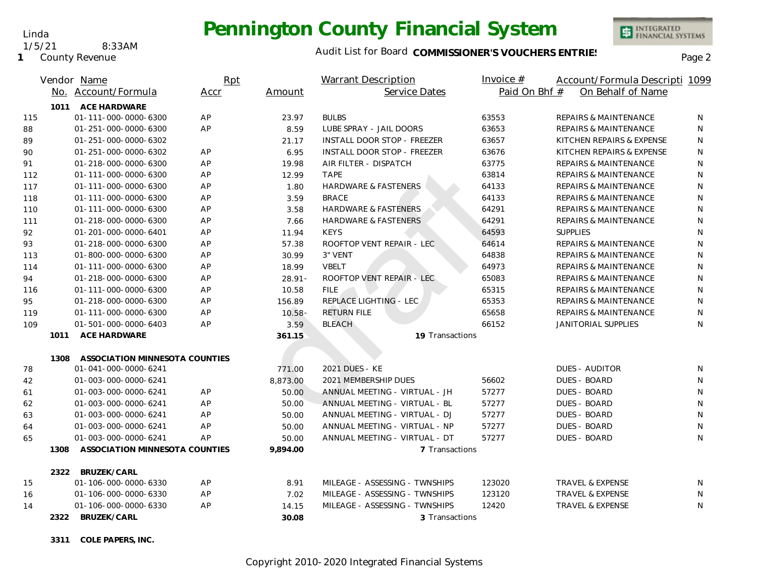# Pennington County Financial System

Linda
1/5/21 8:33AM
1 County Revenue

Audit List for Board **COMMISSIONER'S VOUCHERS ENTRIES**

| Vendor No. | Name / Account/Formula | Rpt Accr | Amount | Warrant Description / Service Dates | Invoice # / Paid On Bhf # | Account/Formula Description / On Behalf of Name | 1099 |
|---|---|---|---|---|---|---|---|
| | **1011 ACE HARDWARE** | | | | | | |
| 115 | 01-111-000-0000-6300 | AP | 23.97 | BULBS | 63553 | REPAIRS & MAINTENANCE | N |
| 88 | 01-251-000-0000-6300 | AP | 8.59 | LUBE SPRAY - JAIL DOORS | 63653 | REPAIRS & MAINTENANCE | N |
| 89 | 01-251-000-0000-6302 | | 21.17 | INSTALL DOOR STOP - FREEZER | 63657 | KITCHEN REPAIRS & EXPENSE | N |
| 90 | 01-251-000-0000-6302 | AP | 6.95 | INSTALL DOOR STOP - FREEZER | 63676 | KITCHEN REPAIRS & EXPENSE | N |
| 91 | 01-218-000-0000-6300 | AP | 19.98 | AIR FILTER - DISPATCH | 63775 | REPAIRS & MAINTENANCE | N |
| 112 | 01-111-000-0000-6300 | AP | 12.99 | TAPE | 63814 | REPAIRS & MAINTENANCE | N |
| 117 | 01-111-000-0000-6300 | AP | 1.80 | HARDWARE & FASTENERS | 64133 | REPAIRS & MAINTENANCE | N |
| 118 | 01-111-000-0000-6300 | AP | 3.59 | BRACE | 64133 | REPAIRS & MAINTENANCE | N |
| 110 | 01-111-000-0000-6300 | AP | 3.58 | HARDWARE & FASTENERS | 64291 | REPAIRS & MAINTENANCE | N |
| 111 | 01-218-000-0000-6300 | AP | 7.66 | HARDWARE & FASTENERS | 64291 | REPAIRS & MAINTENANCE | N |
| 92 | 01-201-000-0000-6401 | AP | 11.94 | KEYS | 64593 | SUPPLIES | N |
| 93 | 01-218-000-0000-6300 | AP | 57.38 | ROOFTOP VENT REPAIR - LEC | 64614 | REPAIRS & MAINTENANCE | N |
| 113 | 01-800-000-0000-6300 | AP | 30.99 | 3" VENT | 64838 | REPAIRS & MAINTENANCE | N |
| 114 | 01-111-000-0000-6300 | AP | 18.99 | VBELT | 64973 | REPAIRS & MAINTENANCE | N |
| 94 | 01-218-000-0000-6300 | AP | 28.91- | ROOFTOP VENT REPAIR - LEC | 65083 | REPAIRS & MAINTENANCE | N |
| 116 | 01-111-000-0000-6300 | AP | 10.58 | FILE | 65315 | REPAIRS & MAINTENANCE | N |
| 95 | 01-218-000-0000-6300 | AP | 156.89 | REPLACE LIGHTING - LEC | 65353 | REPAIRS & MAINTENANCE | N |
| 119 | 01-111-000-0000-6300 | AP | 10.58- | RETURN FILE | 65658 | REPAIRS & MAINTENANCE | N |
| 109 | 01-501-000-0000-6403 | AP | 3.59 | BLEACH | 66152 | JANITORIAL SUPPLIES | N |
| | **1011 ACE HARDWARE** | | **361.15** | **19** Transactions | | | |
| | **1308 ASSOCIATION MINNESOTA COUNTIES** | | | | | | |
| 78 | 01-041-000-0000-6241 | | 771.00 | 2021 DUES - KE | | DUES - AUDITOR | N |
| 42 | 01-003-000-0000-6241 | | 8,873.00 | 2021 MEMBERSHIP DUES | 56602 | DUES - BOARD | N |
| 61 | 01-003-000-0000-6241 | AP | 50.00 | ANNUAL MEETING - VIRTUAL - JH | 57277 | DUES - BOARD | N |
| 62 | 01-003-000-0000-6241 | AP | 50.00 | ANNUAL MEETING - VIRTUAL - BL | 57277 | DUES - BOARD | N |
| 63 | 01-003-000-0000-6241 | AP | 50.00 | ANNUAL MEETING - VIRTUAL - DJ | 57277 | DUES - BOARD | N |
| 64 | 01-003-000-0000-6241 | AP | 50.00 | ANNUAL MEETING - VIRTUAL - NP | 57277 | DUES - BOARD | N |
| 65 | 01-003-000-0000-6241 | AP | 50.00 | ANNUAL MEETING - VIRTUAL - DT | 57277 | DUES - BOARD | N |
| | **1308 ASSOCIATION MINNESOTA COUNTIES** | | **9,894.00** | **7** Transactions | | | |
| | **2322 BRUZEK/CARL** | | | | | | |
| 15 | 01-106-000-0000-6330 | AP | 8.91 | MILEAGE - ASSESSING - TWNSHIPS | 123020 | TRAVEL & EXPENSE | N |
| 16 | 01-106-000-0000-6330 | AP | 7.02 | MILEAGE - ASSESSING - TWNSHIPS | 123120 | TRAVEL & EXPENSE | N |
| 14 | 01-106-000-0000-6330 | AP | 14.15 | MILEAGE - ASSESSING - TWNSHIPS | 12420 | TRAVEL & EXPENSE | N |
| | **2322 BRUZEK/CARL** | | **30.08** | **3** Transactions | | | |
| | **3311 COLE PAPERS, INC.** | | | | | | |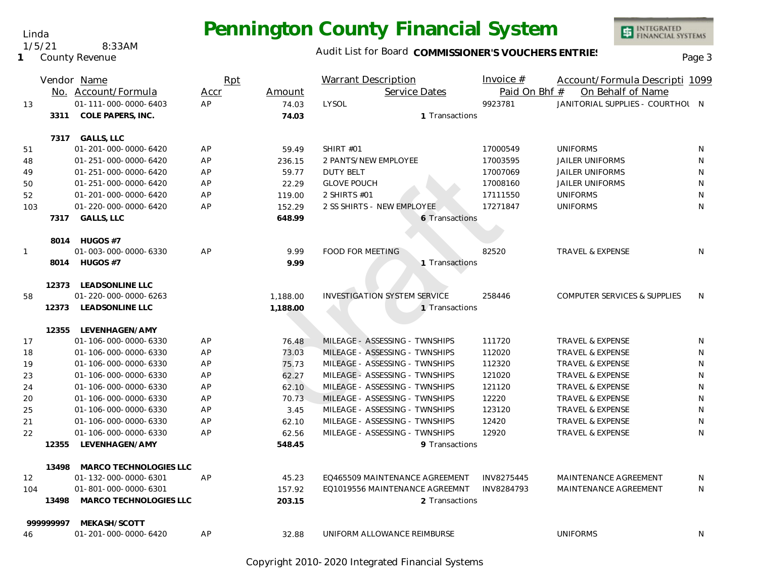Linda
1/5/21 8:33AM
**1** County Revenue

# Pennington County Financial System

Audit List for Board **COMMISSIONER'S VOUCHERS ENTRIES**

| | Vendor No. | Name / Account/Formula | Rpt Accr | Amount | Warrant Description / Service Dates | Invoice # / Paid On Bhf # | Account/Formula Descripti / On Behalf of Name | 1099 |
|---|---|---|---|---|---|---|---|---|
| 13 | | 01-111-000-0000-6403 | AP | 74.03 | LYSOL | 9923781 | JANITORIAL SUPPLIES - COURTHOU | N |
| | 3311 | **COLE PAPERS, INC.** | | **74.03** | 1 Transactions | | | |
| | 7317 | **GALLS, LLC** | | | | | | |
| 51 | | 01-201-000-0000-6420 | AP | 59.49 | SHIRT #01 | 17000549 | UNIFORMS | N |
| 48 | | 01-251-000-0000-6420 | AP | 236.15 | 2 PANTS/NEW EMPLOYEE | 17003595 | JAILER UNIFORMS | N |
| 49 | | 01-251-000-0000-6420 | AP | 59.77 | DUTY BELT | 17007069 | JAILER UNIFORMS | N |
| 50 | | 01-251-000-0000-6420 | AP | 22.29 | GLOVE POUCH | 17008160 | JAILER UNIFORMS | N |
| 52 | | 01-201-000-0000-6420 | AP | 119.00 | 2 SHIRTS #01 | 17111550 | UNIFORMS | N |
| 103 | | 01-220-000-0000-6420 | AP | 152.29 | 2 SS SHIRTS - NEW EMPLOYEE | 17271847 | UNIFORMS | N |
| | 7317 | **GALLS, LLC** | | **648.99** | 6 Transactions | | | |
| | 8014 | **HUGOS #7** | | | | | | |
| 1 | | 01-003-000-0000-6330 | AP | 9.99 | FOOD FOR MEETING | 82520 | TRAVEL & EXPENSE | N |
| | 8014 | **HUGOS #7** | | **9.99** | 1 Transactions | | | |
| | 12373 | **LEADSONLINE LLC** | | | | | | |
| 58 | | 01-220-000-0000-6263 | | 1,188.00 | INVESTIGATION SYSTEM SERVICE | 258446 | COMPUTER SERVICES & SUPPLIES | N |
| | 12373 | **LEADSONLINE LLC** | | **1,188.00** | 1 Transactions | | | |
| | 12355 | **LEVENHAGEN/AMY** | | | | | | |
| 17 | | 01-106-000-0000-6330 | AP | 76.48 | MILEAGE - ASSESSING - TWNSHIPS | 111720 | TRAVEL & EXPENSE | N |
| 18 | | 01-106-000-0000-6330 | AP | 73.03 | MILEAGE - ASSESSING - TWNSHIPS | 112020 | TRAVEL & EXPENSE | N |
| 19 | | 01-106-000-0000-6330 | AP | 75.73 | MILEAGE - ASSESSING - TWNSHIPS | 112320 | TRAVEL & EXPENSE | N |
| 23 | | 01-106-000-0000-6330 | AP | 62.27 | MILEAGE - ASSESSING - TWNSHIPS | 121020 | TRAVEL & EXPENSE | N |
| 24 | | 01-106-000-0000-6330 | AP | 62.10 | MILEAGE - ASSESSING - TWNSHIPS | 121120 | TRAVEL & EXPENSE | N |
| 20 | | 01-106-000-0000-6330 | AP | 70.73 | MILEAGE - ASSESSING - TWNSHIPS | 12220 | TRAVEL & EXPENSE | N |
| 25 | | 01-106-000-0000-6330 | AP | 3.45 | MILEAGE - ASSESSING - TWNSHIPS | 123120 | TRAVEL & EXPENSE | N |
| 21 | | 01-106-000-0000-6330 | AP | 62.10 | MILEAGE - ASSESSING - TWNSHIPS | 12420 | TRAVEL & EXPENSE | N |
| 22 | | 01-106-000-0000-6330 | AP | 62.56 | MILEAGE - ASSESSING - TWNSHIPS | 12920 | TRAVEL & EXPENSE | N |
| | 12355 | **LEVENHAGEN/AMY** | | **548.45** | 9 Transactions | | | |
| | 13498 | **MARCO TECHNOLOGIES LLC** | | | | | | |
| 12 | | 01-132-000-0000-6301 | AP | 45.23 | EQ465509 MAINTENANCE AGREEMENT | INV8275445 | MAINTENANCE AGREEMENT | N |
| 104 | | 01-801-000-0000-6301 | | 157.92 | EQ1019556 MAINTENANCE AGREEMNT | INV8284793 | MAINTENANCE AGREEMENT | N |
| | 13498 | **MARCO TECHNOLOGIES LLC** | | **203.15** | 2 Transactions | | | |
| | 999999997 | **MEKASH/SCOTT** | | | | | | |
| 46 | | 01-201-000-0000-6420 | AP | 32.88 | UNIFORM ALLOWANCE REIMBURSE | | UNIFORMS | N |

Copyright 2010-2020 Integrated Financial Systems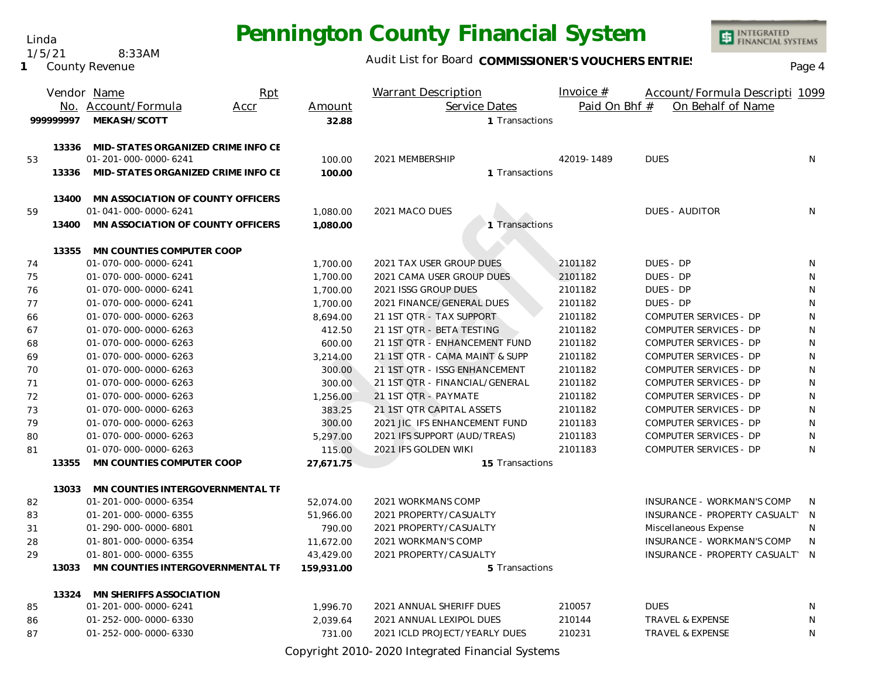# Pennington County Financial System

Linda
1/5/21 8:33AM
1 County Revenue

Audit List for Board **COMMISSIONER'S VOUCHERS ENTRIES**

| | Vendor No. | Name / Account/Formula | Rpt Accr | Amount | Warrant Description / Service Dates | Invoice # / Paid On Bhf # | Account/Formula Descripti / On Behalf of Name | 1099 |
|---|---|---|---|---|---|---|---|---|
| | 999999997 | **MEKASH/SCOTT** | | **32.88** | 1 Transactions | | | |
| | 13336 | **MID-STATES ORGANIZED CRIME INFO CE** | | | | | | |
| 53 | | 01-201-000-0000-6241 | | 100.00 | 2021 MEMBERSHIP | 42019-1489 | DUES | N |
| | 13336 | **MID-STATES ORGANIZED CRIME INFO CE** | | **100.00** | 1 Transactions | | | |
| | 13400 | **MN ASSOCIATION OF COUNTY OFFICERS** | | | | | | |
| 59 | | 01-041-000-0000-6241 | | 1,080.00 | 2021 MACO DUES | | DUES - AUDITOR | N |
| | 13400 | **MN ASSOCIATION OF COUNTY OFFICERS** | | **1,080.00** | 1 Transactions | | | |
| | 13355 | **MN COUNTIES COMPUTER COOP** | | | | | | |
| 74 | | 01-070-000-0000-6241 | | 1,700.00 | 2021 TAX USER GROUP DUES | 2101182 | DUES - DP | N |
| 75 | | 01-070-000-0000-6241 | | 1,700.00 | 2021 CAMA USER GROUP DUES | 2101182 | DUES - DP | N |
| 76 | | 01-070-000-0000-6241 | | 1,700.00 | 2021 ISSG GROUP DUES | 2101182 | DUES - DP | N |
| 77 | | 01-070-000-0000-6241 | | 1,700.00 | 2021 FINANCE/GENERAL DUES | 2101182 | DUES - DP | N |
| 66 | | 01-070-000-0000-6263 | | 8,694.00 | 21 1ST QTR - TAX SUPPORT | 2101182 | COMPUTER SERVICES - DP | N |
| 67 | | 01-070-000-0000-6263 | | 412.50 | 21 1ST QTR - BETA TESTING | 2101182 | COMPUTER SERVICES - DP | N |
| 68 | | 01-070-000-0000-6263 | | 600.00 | 21 1ST QTR - ENHANCEMENT FUND | 2101182 | COMPUTER SERVICES - DP | N |
| 69 | | 01-070-000-0000-6263 | | 3,214.00 | 21 1ST QTR - CAMA MAINT & SUPP | 2101182 | COMPUTER SERVICES - DP | N |
| 70 | | 01-070-000-0000-6263 | | 300.00 | 21 1ST QTR - ISSG ENHANCEMENT | 2101182 | COMPUTER SERVICES - DP | N |
| 71 | | 01-070-000-0000-6263 | | 300.00 | 21 1ST QTR - FINANCIAL/GENERAL | 2101182 | COMPUTER SERVICES - DP | N |
| 72 | | 01-070-000-0000-6263 | | 1,256.00 | 21 1ST QTR - PAYMATE | 2101182 | COMPUTER SERVICES - DP | N |
| 73 | | 01-070-000-0000-6263 | | 383.25 | 21 1ST QTR CAPITAL ASSETS | 2101182 | COMPUTER SERVICES - DP | N |
| 79 | | 01-070-000-0000-6263 | | 300.00 | 2021 JIC IFS ENHANCEMENT FUND | 2101183 | COMPUTER SERVICES - DP | N |
| 80 | | 01-070-000-0000-6263 | | 5,297.00 | 2021 IFS SUPPORT (AUD/TREAS) | 2101183 | COMPUTER SERVICES - DP | N |
| 81 | | 01-070-000-0000-6263 | | 115.00 | 2021 IFS GOLDEN WIKI | 2101183 | COMPUTER SERVICES - DP | N |
| | 13355 | **MN COUNTIES COMPUTER COOP** | | **27,671.75** | 15 Transactions | | | |
| | 13033 | **MN COUNTIES INTERGOVERNMENTAL TF** | | | | | | |
| 82 | | 01-201-000-0000-6354 | | 52,074.00 | 2021 WORKMANS COMP | | INSURANCE - WORKMAN'S COMP | N |
| 83 | | 01-201-000-0000-6355 | | 51,966.00 | 2021 PROPERTY/CASUALTY | | INSURANCE - PROPERTY CASUALT | N |
| 31 | | 01-290-000-0000-6801 | | 790.00 | 2021 PROPERTY/CASUALTY | | Miscellaneous Expense | N |
| 28 | | 01-801-000-0000-6354 | | 11,672.00 | 2021 WORKMAN'S COMP | | INSURANCE - WORKMAN'S COMP | N |
| 29 | | 01-801-000-0000-6355 | | 43,429.00 | 2021 PROPERTY/CASUALTY | | INSURANCE - PROPERTY CASUALT | N |
| | 13033 | **MN COUNTIES INTERGOVERNMENTAL TF** | | **159,931.00** | 5 Transactions | | | |
| | 13324 | **MN SHERIFFS ASSOCIATION** | | | | | | |
| 85 | | 01-201-000-0000-6241 | | 1,996.70 | 2021 ANNUAL SHERIFF DUES | 210057 | DUES | N |
| 86 | | 01-252-000-0000-6330 | | 2,039.64 | 2021 ANNUAL LEXIPOL DUES | 210144 | TRAVEL & EXPENSE | N |
| 87 | | 01-252-000-0000-6330 | | 731.00 | 2021 ICLD PROJECT/YEARLY DUES | 210231 | TRAVEL & EXPENSE | N |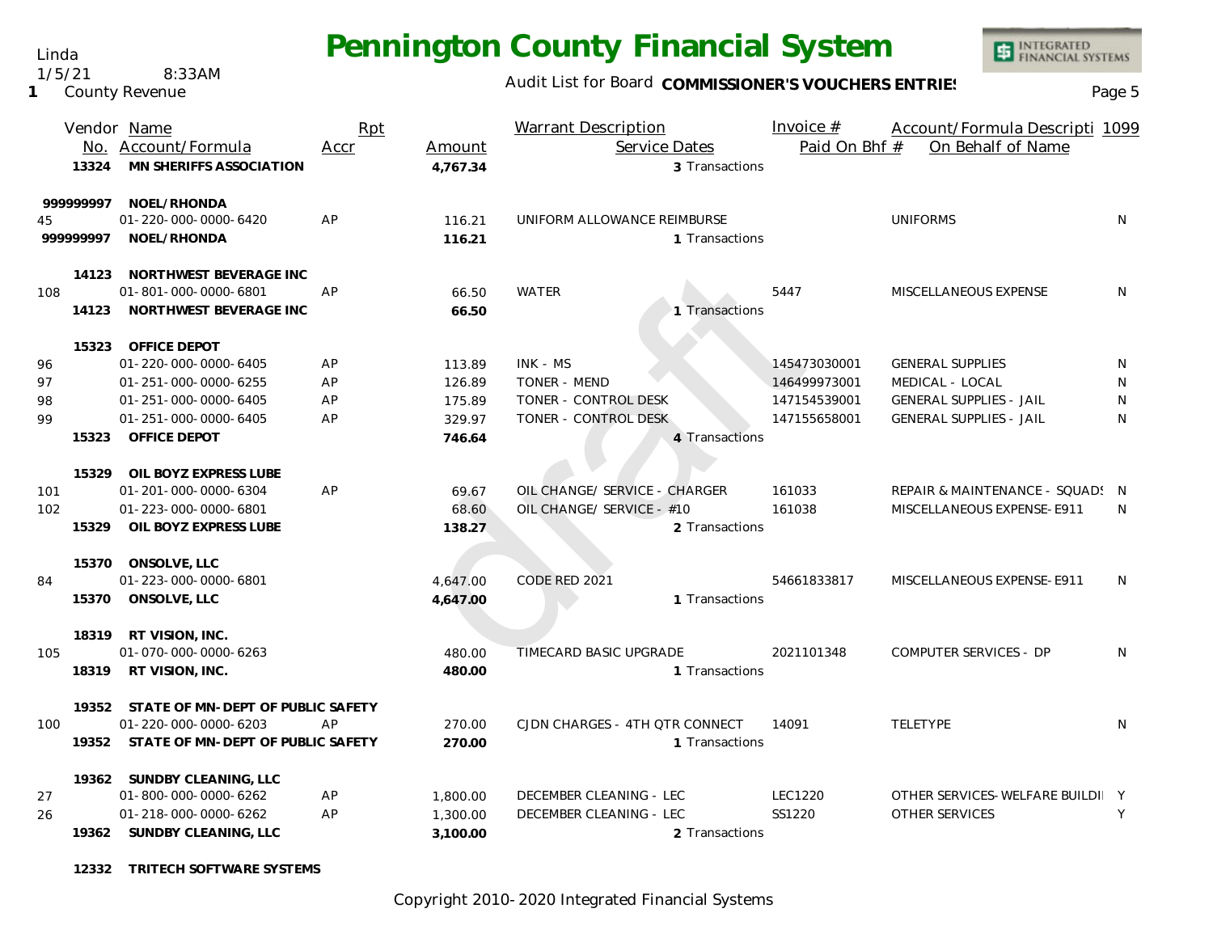Linda
1/5/21 8:33AM
1 County Revenue

# Pennington County Financial System

Audit List for Board **COMMISSIONER'S VOUCHERS ENTRIES**

| | Vendor No. | Name / Account/Formula | Rpt Accr | Amount | Warrant Description / Service Dates | Invoice # / Paid On Bhf # | Account/Formula Description / On Behalf of Name | 1099 |
|---|---|---|---|---|---|---|---|---|
| | **13324** | **MN SHERIFFS ASSOCIATION** | | **4,767.34** | 3 Transactions | | | |
| | **999999997** | **NOEL/RHONDA** | | | | | | |
| 45 | | 01-220-000-0000-6420 | AP | 116.21 | UNIFORM ALLOWANCE REIMBURSE | | UNIFORMS | N |
| | **999999997** | **NOEL/RHONDA** | | **116.21** | 1 Transactions | | | |
| | **14123** | **NORTHWEST BEVERAGE INC** | | | | | | |
| 108 | | 01-801-000-0000-6801 | AP | 66.50 | WATER | 5447 | MISCELLANEOUS EXPENSE | N |
| | **14123** | **NORTHWEST BEVERAGE INC** | | **66.50** | 1 Transactions | | | |
| | **15323** | **OFFICE DEPOT** | | | | | | |
| 96 | | 01-220-000-0000-6405 | AP | 113.89 | INK - MS | 145473030001 | GENERAL SUPPLIES | N |
| 97 | | 01-251-000-0000-6255 | AP | 126.89 | TONER - MEND | 146499973001 | MEDICAL - LOCAL | N |
| 98 | | 01-251-000-0000-6405 | AP | 175.89 | TONER - CONTROL DESK | 147154539001 | GENERAL SUPPLIES - JAIL | N |
| 99 | | 01-251-000-0000-6405 | AP | 329.97 | TONER - CONTROL DESK | 147155658001 | GENERAL SUPPLIES - JAIL | N |
| | **15323** | **OFFICE DEPOT** | | **746.64** | 4 Transactions | | | |
| | **15329** | **OIL BOYZ EXPRESS LUBE** | | | | | | |
| 101 | | 01-201-000-0000-6304 | AP | 69.67 | OIL CHANGE/ SERVICE - CHARGER | 161033 | REPAIR & MAINTENANCE - SQUADS | N |
| 102 | | 01-223-000-0000-6801 | | 68.60 | OIL CHANGE/ SERVICE - #10 | 161038 | MISCELLANEOUS EXPENSE-E911 | N |
| | **15329** | **OIL BOYZ EXPRESS LUBE** | | **138.27** | 2 Transactions | | | |
| | **15370** | **ONSOLVE, LLC** | | | | | | |
| 84 | | 01-223-000-0000-6801 | | 4,647.00 | CODE RED 2021 | 54661833817 | MISCELLANEOUS EXPENSE-E911 | N |
| | **15370** | **ONSOLVE, LLC** | | **4,647.00** | 1 Transactions | | | |
| | **18319** | **RT VISION, INC.** | | | | | | |
| 105 | | 01-070-000-0000-6263 | | 480.00 | TIMECARD BASIC UPGRADE | 2021101348 | COMPUTER SERVICES - DP | N |
| | **18319** | **RT VISION, INC.** | | **480.00** | 1 Transactions | | | |
| | **19352** | **STATE OF MN-DEPT OF PUBLIC SAFETY** | | | | | | |
| 100 | | 01-220-000-0000-6203 | AP | 270.00 | CJDN CHARGES - 4TH QTR CONNECT | 14091 | TELETYPE | N |
| | **19352** | **STATE OF MN-DEPT OF PUBLIC SAFETY** | | **270.00** | 1 Transactions | | | |
| | **19362** | **SUNDBY CLEANING, LLC** | | | | | | |
| 27 | | 01-800-000-0000-6262 | AP | 1,800.00 | DECEMBER CLEANING - LEC | LEC1220 | OTHER SERVICES-WELFARE BUILDI | Y |
| 26 | | 01-218-000-0000-6262 | AP | 1,300.00 | DECEMBER CLEANING - LEC | SS1220 | OTHER SERVICES | Y |
| | **19362** | **SUNDBY CLEANING, LLC** | | **3,100.00** | 2 Transactions | | | |
| | **12332** | **TRITECH SOFTWARE SYSTEMS** | | | | | | |

Copyright 2010-2020 Integrated Financial Systems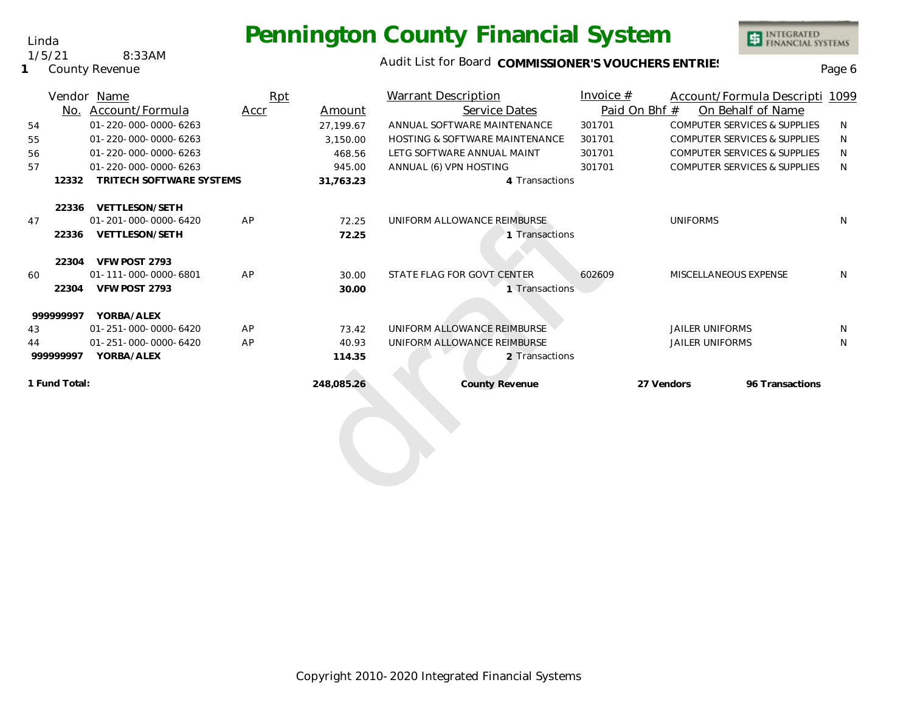Linda
1/5/21 8:33AM
1 County Revenue

# Pennington County Financial System

Audit List for Board **COMMISSIONER'S VOUCHERS ENTRIES**

| Vendor No. | Name / Account/Formula | Rpt Accr | Amount | Warrant Description / Service Dates | Invoice # / Paid On Bhf # | Account/Formula Descripti / On Behalf of Name | 1099 |
|---|---|---|---|---|---|---|---|
| 54 | 01-220-000-0000-6263 | | 27,199.67 | ANNUAL SOFTWARE MAINTENANCE | 301701 | COMPUTER SERVICES & SUPPLIES | N |
| 55 | 01-220-000-0000-6263 | | 3,150.00 | HOSTING & SOFTWARE MAINTENANCE | 301701 | COMPUTER SERVICES & SUPPLIES | N |
| 56 | 01-220-000-0000-6263 | | 468.56 | LETG SOFTWARE ANNUAL MAINT | 301701 | COMPUTER SERVICES & SUPPLIES | N |
| 57 | 01-220-000-0000-6263 | | 945.00 | ANNUAL (6) VPN HOSTING | 301701 | COMPUTER SERVICES & SUPPLIES | N |
| **12332** | **TRITECH SOFTWARE SYSTEMS** | | **31,763.23** | 4 Transactions | | | |
| **22336** | **VETTLESON/SETH** | | | | | | |
| 47 | 01-201-000-0000-6420 | AP | 72.25 | UNIFORM ALLOWANCE REIMBURSE | | UNIFORMS | N |
| **22336** | **VETTLESON/SETH** | | **72.25** | 1 Transactions | | | |
| **22304** | **VFW POST 2793** | | | | | | |
| 60 | 01-111-000-0000-6801 | AP | 30.00 | STATE FLAG FOR GOVT CENTER | 602609 | MISCELLANEOUS EXPENSE | N |
| **22304** | **VFW POST 2793** | | **30.00** | 1 Transactions | | | |
| **999999997** | **YORBA/ALEX** | | | | | | |
| 43 | 01-251-000-0000-6420 | AP | 73.42 | UNIFORM ALLOWANCE REIMBURSE | | JAILER UNIFORMS | N |
| 44 | 01-251-000-0000-6420 | AP | 40.93 | UNIFORM ALLOWANCE REIMBURSE | | JAILER UNIFORMS | N |
| **999999997** | **YORBA/ALEX** | | **114.35** | 2 Transactions | | | |
| **1 Fund Total:** | | | **248,085.26** | **County Revenue** | **27 Vendors** | **96 Transactions** | |

draft

Copyright 2010-2020 Integrated Financial Systems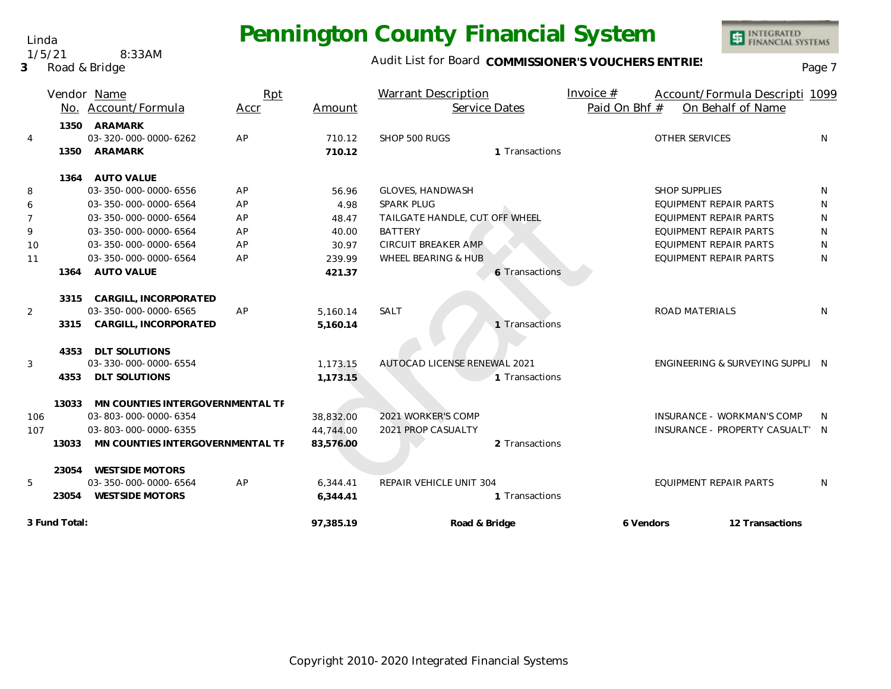# Pennington County Financial System

Linda
1/5/21 8:33AM
**3** Road & Bridge

Audit List for Board **COMMISSIONER'S VOUCHERS ENTRIES**

| | Vendor No. | Name / Account/Formula | Rpt Accr | Amount | Warrant Description | Service Dates | Invoice # / Paid On Bhf # | Account/Formula Description / On Behalf of Name | 1099 |
|---|---|---|---|---|---|---|---|---|---|
| | 1350 | **ARAMARK** | | | | | | | |
| 4 | | 03-320-000-0000-6262 | AP | 710.12 | SHOP 500 RUGS | | | OTHER SERVICES | N |
| | 1350 | **ARAMARK** | | **710.12** | | 1 Transactions | | | |
| | 1364 | **AUTO VALUE** | | | | | | | |
| 8 | | 03-350-000-0000-6556 | AP | 56.96 | GLOVES, HANDWASH | | | SHOP SUPPLIES | N |
| 6 | | 03-350-000-0000-6564 | AP | 4.98 | SPARK PLUG | | | EQUIPMENT REPAIR PARTS | N |
| 7 | | 03-350-000-0000-6564 | AP | 48.47 | TAILGATE HANDLE, CUT OFF WHEEL | | | EQUIPMENT REPAIR PARTS | N |
| 9 | | 03-350-000-0000-6564 | AP | 40.00 | BATTERY | | | EQUIPMENT REPAIR PARTS | N |
| 10 | | 03-350-000-0000-6564 | AP | 30.97 | CIRCUIT BREAKER AMP | | | EQUIPMENT REPAIR PARTS | N |
| 11 | | 03-350-000-0000-6564 | AP | 239.99 | WHEEL BEARING & HUB | | | EQUIPMENT REPAIR PARTS | N |
| | 1364 | **AUTO VALUE** | | **421.37** | | 6 Transactions | | | |
| | 3315 | **CARGILL, INCORPORATED** | | | | | | | |
| 2 | | 03-350-000-0000-6565 | AP | 5,160.14 | SALT | | | ROAD MATERIALS | N |
| | 3315 | **CARGILL, INCORPORATED** | | **5,160.14** | | 1 Transactions | | | |
| | 4353 | **DLT SOLUTIONS** | | | | | | | |
| 3 | | 03-330-000-0000-6554 | | 1,173.15 | AUTOCAD LICENSE RENEWAL 2021 | | | ENGINEERING & SURVEYING SUPPLI | N |
| | 4353 | **DLT SOLUTIONS** | | **1,173.15** | | 1 Transactions | | | |
| | 13033 | **MN COUNTIES INTERGOVERNMENTAL TF** | | | | | | | |
| 106 | | 03-803-000-0000-6354 | | 38,832.00 | 2021 WORKER'S COMP | | | INSURANCE - WORKMAN'S COMP | N |
| 107 | | 03-803-000-0000-6355 | | 44,744.00 | 2021 PROP CASUALTY | | | INSURANCE - PROPERTY CASUALTY | N |
| | 13033 | **MN COUNTIES INTERGOVERNMENTAL TF** | | **83,576.00** | | 2 Transactions | | | |
| | 23054 | **WESTSIDE MOTORS** | | | | | | | |
| 5 | | 03-350-000-0000-6564 | AP | 6,344.41 | REPAIR VEHICLE UNIT 304 | | | EQUIPMENT REPAIR PARTS | N |
| | 23054 | **WESTSIDE MOTORS** | | **6,344.41** | | 1 Transactions | | | |
| **3 Fund Total:** | | | | **97,385.19** | **Road & Bridge** | | **6 Vendors** | **12 Transactions** | |

Copyright 2010-2020 Integrated Financial Systems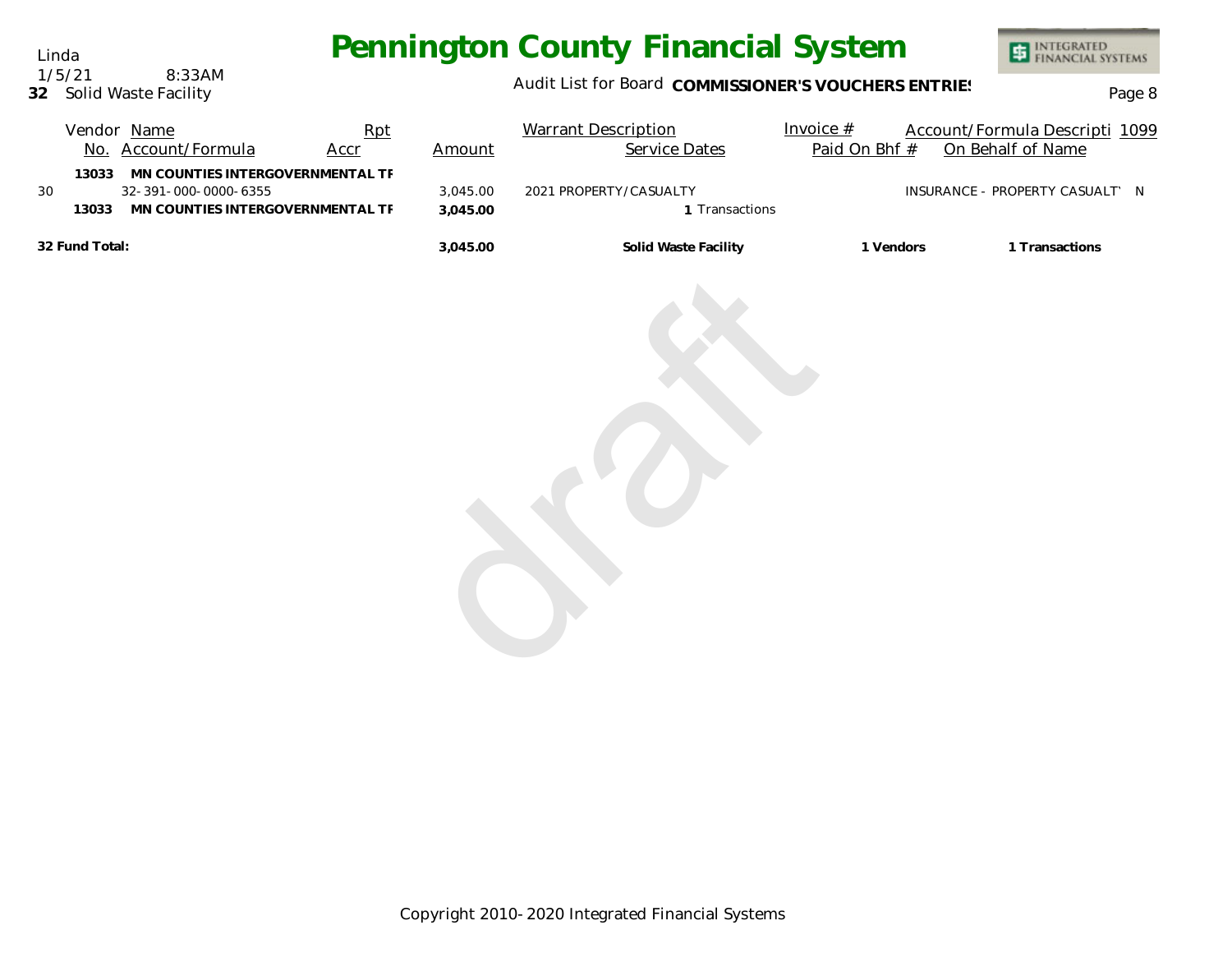Linda
1/5/21 8:33AM
**32** Solid Waste Facility

# Pennington County Financial System

Audit List for Board **COMMISSIONER'S VOUCHERS ENTRIES**

| | Vendor No. | Name / Account/Formula | Rpt Accr | Amount | Warrant Description / Service Dates | Invoice # / Paid On Bhf # | Account/Formula Descripti / On Behalf of Name | 1099 |
|---|---|---|---|---|---|---|---|---|
| | **13033** | **MN COUNTIES INTERGOVERNMENTAL TF** | | | | | | |
| 30 | | 32-391-000-0000-6355 | | 3,045.00 | 2021 PROPERTY/CASUALTY | | INSURANCE - PROPERTY CASUALTY | N |
| | **13033** | **MN COUNTIES INTERGOVERNMENTAL TF** | | **3,045.00** | **1** Transactions | | | |
| **32 Fund Total:** | | | | **3,045.00** | **Solid Waste Facility** | **1 Vendors** | **1 Transactions** | |

draft

Copyright 2010-2020 Integrated Financial Systems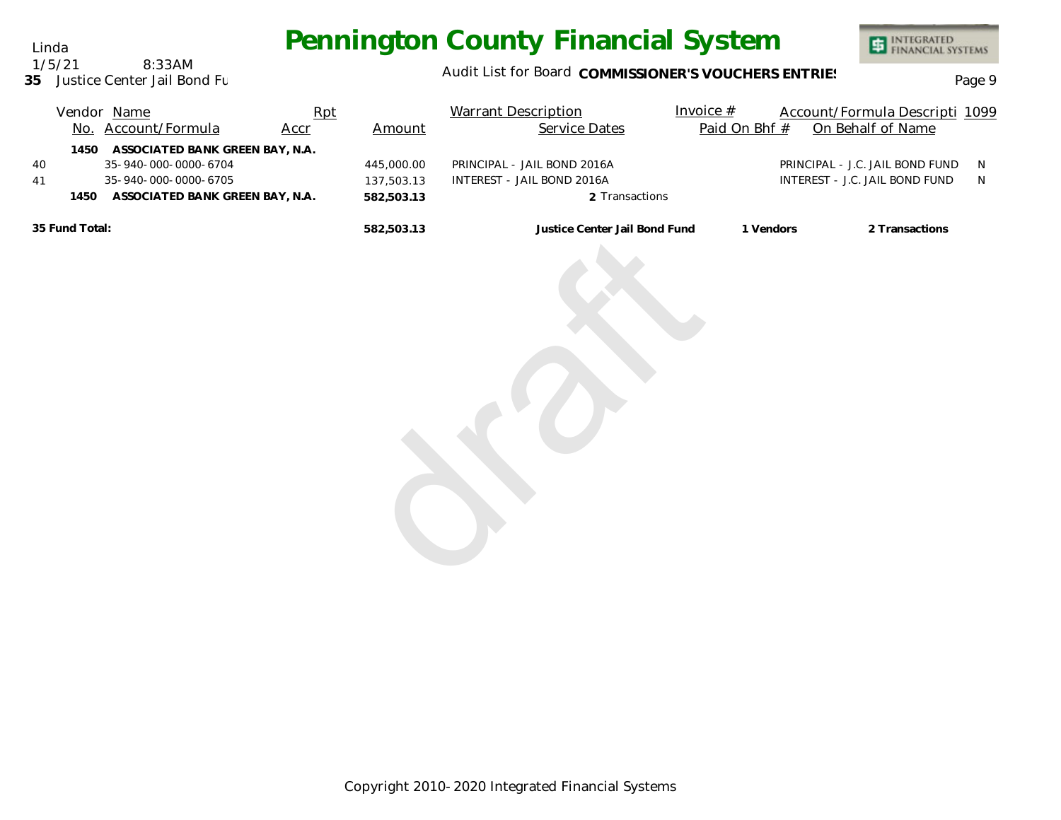Linda
1/5/21 8:33AM
**35** Justice Center Jail Bond Fu

# Pennington County Financial System

Audit List for Board **COMMISSIONER'S VOUCHERS ENTRIES**

| | Vendor No. | Name / Account/Formula | Rpt Accr | Amount | Warrant Description / Service Dates | Invoice # / Paid On Bhf # | Account/Formula Descripti / On Behalf of Name | 1099 |
|---|---|---|---|---|---|---|---|---|
| | **1450** | **ASSOCIATED BANK GREEN BAY, N.A.** | | | | | | |
| 40 | | 35-940-000-0000-6704 | | 445,000.00 | PRINCIPAL - JAIL BOND 2016A | | PRINCIPAL - J.C. JAIL BOND FUND | N |
| 41 | | 35-940-000-0000-6705 | | 137,503.13 | INTEREST - JAIL BOND 2016A | | INTEREST - J.C. JAIL BOND FUND | N |
| | **1450** | **ASSOCIATED BANK GREEN BAY, N.A.** | | **582,503.13** | **2** Transactions | | | |

| **35 Fund Total:** | **582,503.13** | **Justice Center Jail Bond Fund** | **1 Vendors** | **2 Transactions** |
|---|---|---|---|---|

draft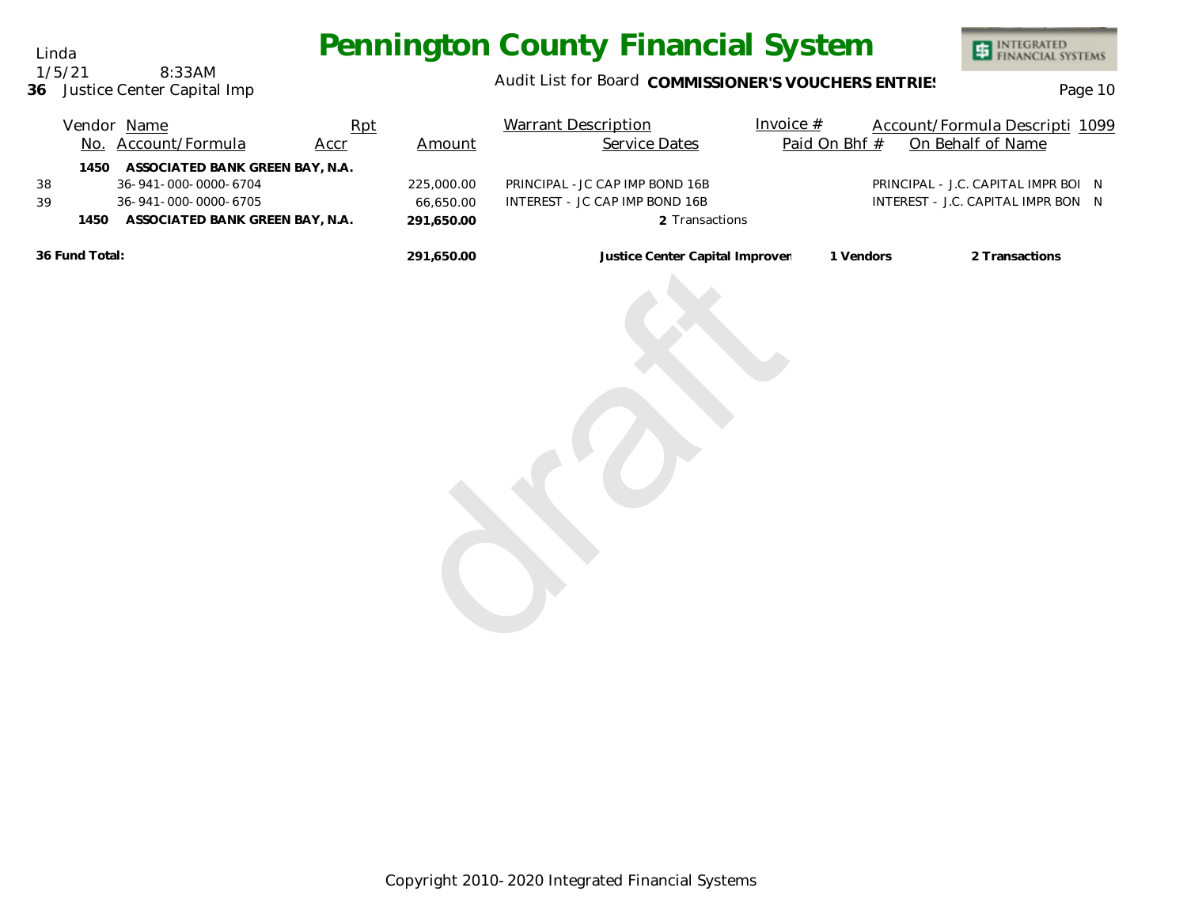# Pennington County Financial System

Linda
1/5/21 8:33AM
**36** Justice Center Capital Imp

Audit List for Board **COMMISSIONER'S VOUCHERS ENTRIES**

| | Vendor No. | Name / Account/Formula | Rpt Accr | Amount | Warrant Description / Service Dates | Invoice # / Paid On Bhf # | Account/Formula Descripti / On Behalf of Name | 1099 |
|---|---|---|---|---|---|---|---|---|
| | **1450** | **ASSOCIATED BANK GREEN BAY, N.A.** | | | | | | |
| 38 | | 36-941-000-0000-6704 | | 225,000.00 | PRINCIPAL - JC CAP IMP BOND 16B | | PRINCIPAL - J.C. CAPITAL IMPR BOI | N |
| 39 | | 36-941-000-0000-6705 | | 66,650.00 | INTEREST - JC CAP IMP BOND 16B | | INTEREST - J.C. CAPITAL IMPR BON | N |
| | **1450** | **ASSOCIATED BANK GREEN BAY, N.A.** | | **291,650.00** | 2 Transactions | | | |
| **36 Fund Total:** | | | | **291,650.00** | **Justice Center Capital Improver** | **1 Vendors** | **2 Transactions** | |

draft

Copyright 2010-2020 Integrated Financial Systems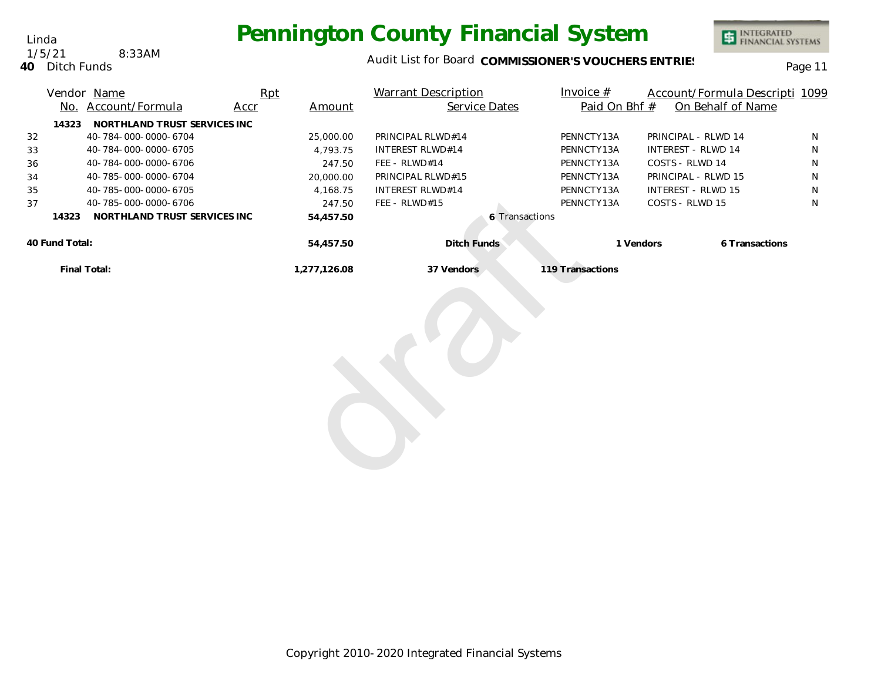Linda
1/5/21 8:33AM
**40** Ditch Funds

# Pennington County Financial System

Audit List for Board **COMMISSIONER'S VOUCHERS ENTRIES**

| | Vendor No. | Name / Account/Formula | Rpt Accr | Amount | Warrant Description / Service Dates | Invoice # / Paid On Bhf # | Account/Formula Descripti / On Behalf of Name | 1099 |
|---|---|---|---|---|---|---|---|---|
| | **14323** | **NORTHLAND TRUST SERVICES INC** | | | | | | |
| 32 | | 40-784-000-0000-6704 | | 25,000.00 | PRINCIPAL RLWD#14 | PENNCTY13A | PRINCIPAL - RLWD 14 | N |
| 33 | | 40-784-000-0000-6705 | | 4,793.75 | INTEREST RLWD#14 | PENNCTY13A | INTEREST - RLWD 14 | N |
| 36 | | 40-784-000-0000-6706 | | 247.50 | FEE - RLWD#14 | PENNCTY13A | COSTS - RLWD 14 | N |
| 34 | | 40-785-000-0000-6704 | | 20,000.00 | PRINCIPAL RLWD#15 | PENNCTY13A | PRINCIPAL - RLWD 15 | N |
| 35 | | 40-785-000-0000-6705 | | 4,168.75 | INTEREST RLWD#14 | PENNCTY13A | INTEREST - RLWD 15 | N |
| 37 | | 40-785-000-0000-6706 | | 247.50 | FEE - RLWD#15 | PENNCTY13A | COSTS - RLWD 15 | N |
| | **14323** | **NORTHLAND TRUST SERVICES INC** | | **54,457.50** | **6** Transactions | | | |
| **40 Fund Total:** | | | | **54,457.50** | **Ditch Funds** | **1 Vendors** | **6 Transactions** | |
| **Final Total:** | | | | **1,277,126.08** | **37 Vendors** | **119 Transactions** | | |

draft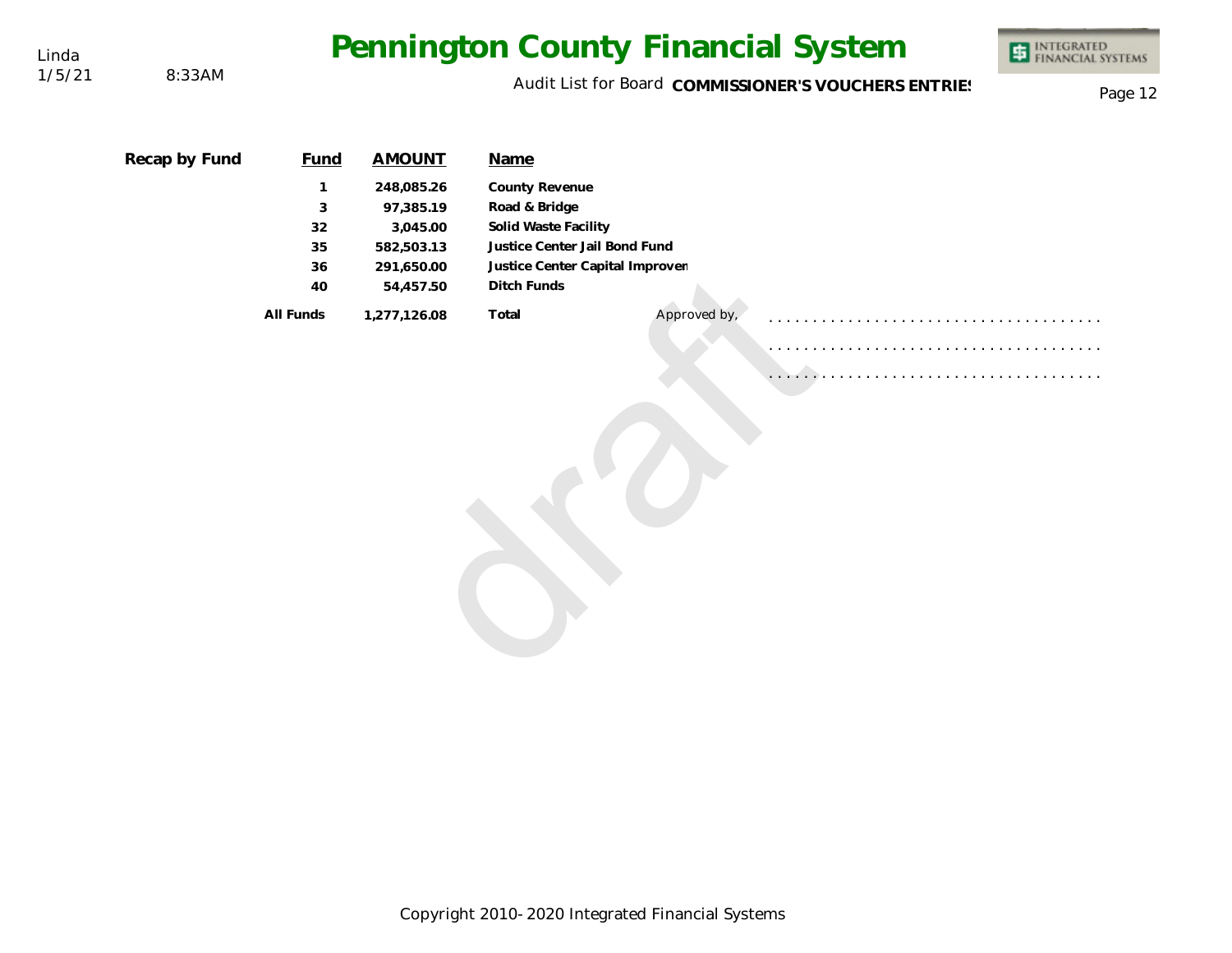# Pennington County Financial System

Audit List for Board **COMMISSIONER'S VOUCHERS ENTRIES**

Linda
1/5/21 8:33AM

**Recap by Fund**

| Fund | AMOUNT | Name |
|---|---|---|
| 1 | 248,085.26 | County Revenue |
| 3 | 97,385.19 | Road & Bridge |
| 32 | 3,045.00 | Solid Waste Facility |
| 35 | 582,503.13 | Justice Center Jail Bond Fund |
| 36 | 291,650.00 | Justice Center Capital Improven |
| 40 | 54,457.50 | Ditch Funds |
| All Funds | 1,277,126.08 | Total |

Approved by, .......................................

.......................................

.......................................

draft

Copyright 2010-2020 Integrated Financial Systems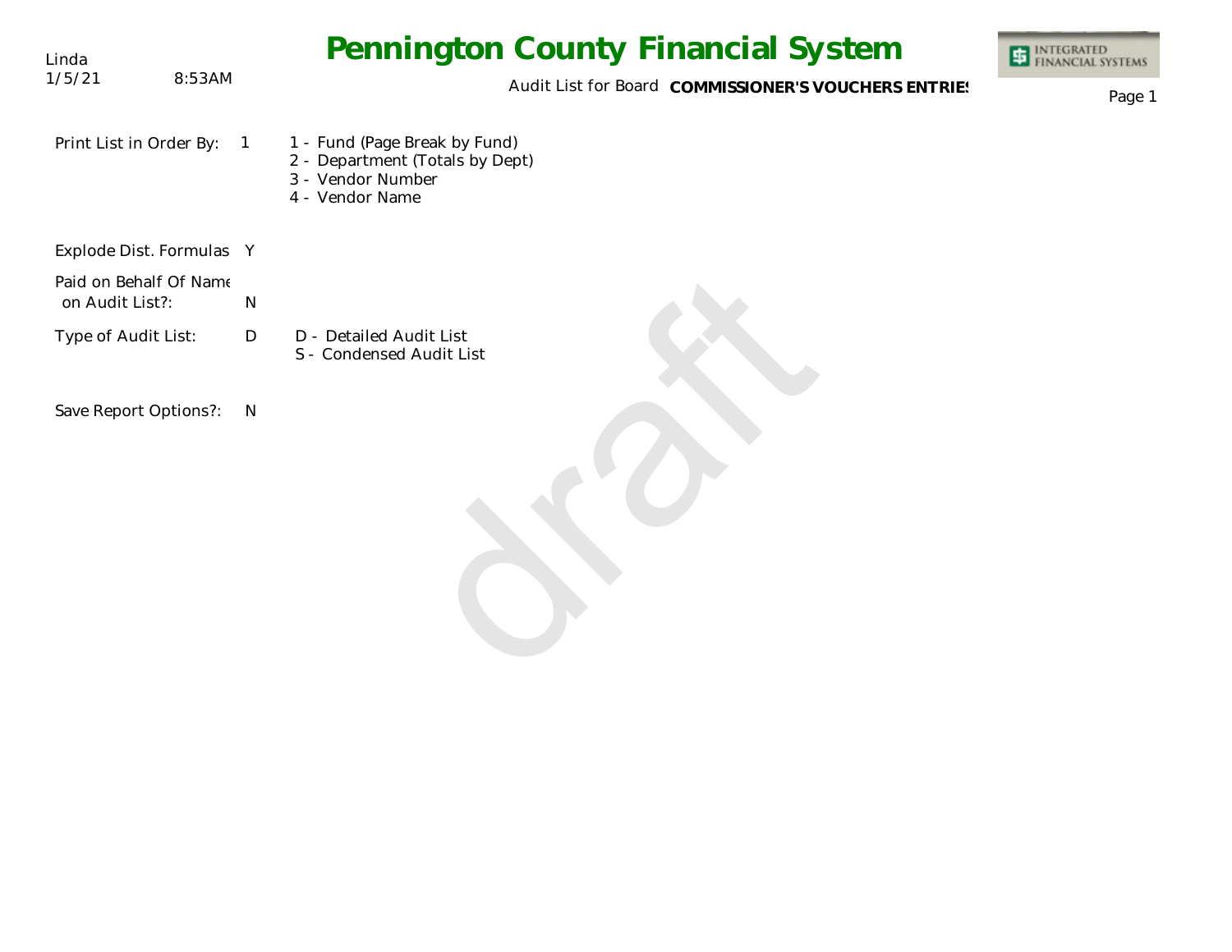Linda
1/5/21 8:53AM

# Pennington County Financial System

Audit List for Board **COMMISSIONER'S VOUCHERS ENTRIES**

INTEGRATED FINANCIAL SYSTEMS

Print List in Order By: 1

- 1 - Fund (Page Break by Fund)
- 2 - Department (Totals by Dept)
- 3 - Vendor Number
- 4 - Vendor Name

Explode Dist. Formulas Y

Paid on Behalf Of Name on Audit List?: N

Type of Audit List: D

- D - Detailed Audit List
- S - Condensed Audit List

Save Report Options?: N

draft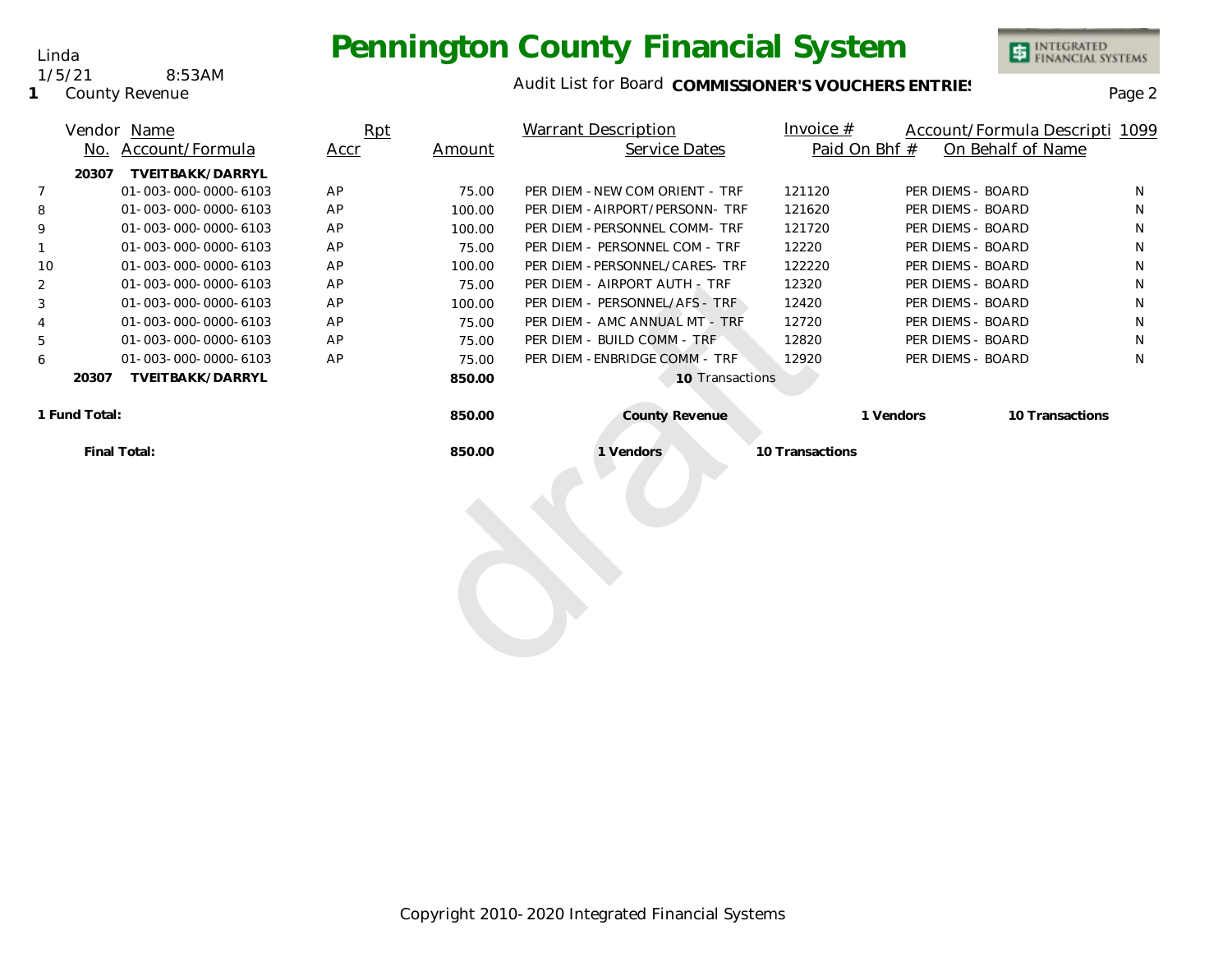Linda
1/5/21 8:53AM
**1** County Revenue

# Pennington County Financial System

Audit List for Board **COMMISSIONER'S VOUCHERS ENTRIES**

| | Vendor No. | Name / Account/Formula | Rpt Accr | Amount | Warrant Description / Service Dates | Invoice # / Paid On Bhf # | Account/Formula Descripti / On Behalf of Name | 1099 |
|---|---|---|---|---|---|---|---|---|
| | **20307** | **TVEITBAKK/DARRYL** | | | | | | |
| 7 | | 01-003-000-0000-6103 | AP | 75.00 | PER DIEM - NEW COM ORIENT - TRF | 121120 | PER DIEMS - BOARD | N |
| 8 | | 01-003-000-0000-6103 | AP | 100.00 | PER DIEM - AIRPORT/PERSONN- TRF | 121620 | PER DIEMS - BOARD | N |
| 9 | | 01-003-000-0000-6103 | AP | 100.00 | PER DIEM - PERSONNEL COMM- TRF | 121720 | PER DIEMS - BOARD | N |
| 1 | | 01-003-000-0000-6103 | AP | 75.00 | PER DIEM - PERSONNEL COM - TRF | 12220 | PER DIEMS - BOARD | N |
| 10 | | 01-003-000-0000-6103 | AP | 100.00 | PER DIEM - PERSONNEL/CARES- TRF | 122220 | PER DIEMS - BOARD | N |
| 2 | | 01-003-000-0000-6103 | AP | 75.00 | PER DIEM - AIRPORT AUTH - TRF | 12320 | PER DIEMS - BOARD | N |
| 3 | | 01-003-000-0000-6103 | AP | 100.00 | PER DIEM - PERSONNEL/AFS - TRF | 12420 | PER DIEMS - BOARD | N |
| 4 | | 01-003-000-0000-6103 | AP | 75.00 | PER DIEM - AMC ANNUAL MT - TRF | 12720 | PER DIEMS - BOARD | N |
| 5 | | 01-003-000-0000-6103 | AP | 75.00 | PER DIEM - BUILD COMM - TRF | 12820 | PER DIEMS - BOARD | N |
| 6 | | 01-003-000-0000-6103 | AP | 75.00 | PER DIEM - ENBRIDGE COMM - TRF | 12920 | PER DIEMS - BOARD | N |
| | **20307** | **TVEITBAKK/DARRYL** | | **850.00** | **10** Transactions | | | |
| **1 Fund Total:** | | | | **850.00** | **County Revenue** | **1 Vendors** | **10 Transactions** | |
| | **Final Total:** | | | **850.00** | **1 Vendors** | **10 Transactions** | | |

draft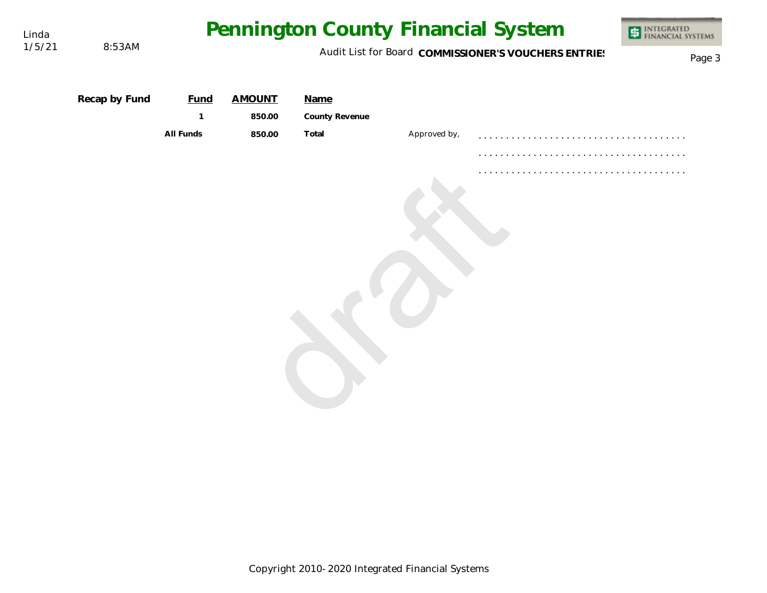# Pennington County Financial System

Audit List for Board **COMMISSIONER'S VOUCHERS ENTRIES**

| Recap by Fund | Fund | AMOUNT | Name |
|---|---|---|---|
| | 1 | 850.00 | County Revenue |
| | All Funds | 850.00 | Total |

Approved by,

. . . . . . . . . . . . . . . . . . . . . . . . . . . . . . . . . . . . .

. . . . . . . . . . . . . . . . . . . . . . . . . . . . . . . . . . . . .

. . . . . . . . . . . . . . . . . . . . . . . . . . . . . . . . . . . . .

draft